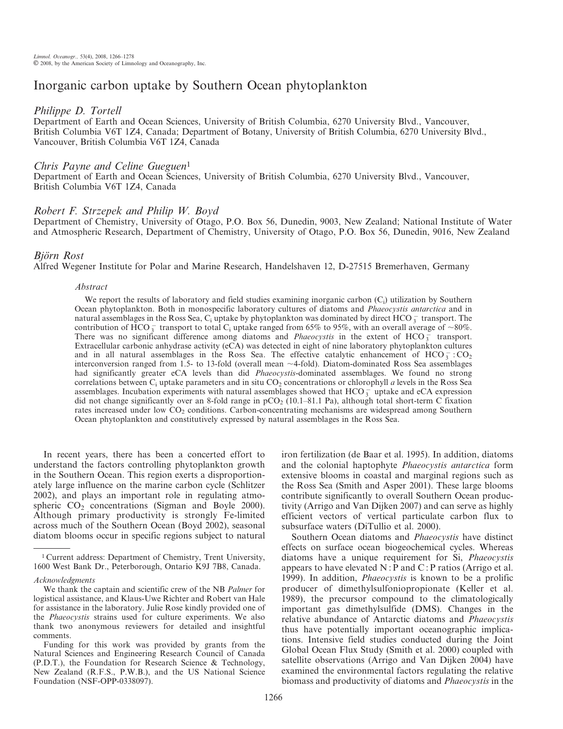# Inorganic carbon uptake by Southern Ocean phytoplankton

*Philippe D. Tortell*

Department of Earth and Ocean Sciences, University of British Columbia, 6270 University Blvd., Vancouver, British Columbia V6T 1Z4, Canada; Department of Botany, University of British Columbia, 6270 University Blvd., Vancouver, British Columbia V6T 1Z4, Canada

*Chris Payne and Celine Gueguen*[1]

Department of Earth and Ocean Sciences, University of British Columbia, 6270 University Blvd., Vancouver, British Columbia V6T 1Z4, Canada

*Robert F. Strzepek and Philip W. Boyd*

Department of Chemistry, University of Otago, P.O. Box 56, Dunedin, 9003, New Zealand; National Institute of Water and Atmospheric Research, Department of Chemistry, University of Otago, P.O. Box 56, Dunedin, 9016, New Zealand

*Björn Rost*

Alfred Wegener Institute for Polar and Marine Research, Handelshaven 12, D-27515 Bremerhaven, Germany

## Abstract

We report the results of laboratory and field studies examining inorganic carbon ($C_i$) utilization by Southern Ocean phytoplankton. Both in monospecific laboratory cultures of diatoms and *Phaeocystis antarctica* and in natural assemblages in the Ross Sea, $C_i$ uptake by phytoplankton was dominated by direct $HCO_3^-$ transport. The contribution of $HCO_3^-$ transport to total $C_i$ uptake ranged from 65% to 95%, with an overall average of ~80%. There was no significant difference among diatoms and *Phaeocystis* in the extent of $HCO_3^-$ transport. Extracellular carbonic anhydrase activity (eCA) was detected in eight of nine laboratory phytoplankton cultures and in all natural assemblages in the Ross Sea. The effective catalytic enhancement of $HCO_3^- : CO_2$ interconversion ranged from 1.5- to 13-fold (overall mean ~4-fold). Diatom-dominated Ross Sea assemblages had significantly greater eCA levels than did *Phaeocystis*-dominated assemblages. We found no strong correlations between $C_i$ uptake parameters and in situ $CO_2$ concentrations or chlorophyll *a* levels in the Ross Sea assemblages. Incubation experiments with natural assemblages showed that $HCO_3^-$ uptake and eCA expression did not change significantly over an 8-fold range in $pCO_2$ (10.1–81.1 Pa), although total short-term C fixation rates increased under low $CO_2$ conditions. Carbon-concentrating mechanisms are widespread among Southern Ocean phytoplankton and constitutively expressed by natural assemblages in the Ross Sea.

In recent years, there has been a concerted effort to understand the factors controlling phytoplankton growth in the Southern Ocean. This region exerts a disproportionately large influence on the marine carbon cycle (Schlitzer 2002), and plays an important role in regulating atmospheric $CO_2$ concentrations (Sigman and Boyle 2000). Although primary productivity is strongly Fe-limited across much of the Southern Ocean (Boyd 2002), seasonal diatom blooms occur in specific regions subject to natural iron fertilization (de Baar et al. 1995). In addition, diatoms and the colonial haptophyte *Phaeocystis antarctica* form extensive blooms in coastal and marginal regions such as the Ross Sea (Smith and Asper 2001). These large blooms contribute significantly to overall Southern Ocean productivity (Arrigo and Van Dijken 2007) and can serve as highly efficient vectors of vertical particulate carbon flux to subsurface waters (DiTullio et al. 2000).

Southern Ocean diatoms and *Phaeocystis* have distinct effects on surface ocean biogeochemical cycles. Whereas diatoms have a unique requirement for Si, *Phaeocystis* appears to have elevated N : P and C : P ratios (Arrigo et al. 1999). In addition, *Phaeocystis* is known to be a prolific producer of dimethylsulfoniopropionate (Keller et al. 1989), the precursor compound to the climatologically important gas dimethylsulfide (DMS). Changes in the relative abundance of Antarctic diatoms and *Phaeocystis* thus have potentially important oceanographic implications. Intensive field studies conducted during the Joint Global Ocean Flux Study (Smith et al. 2000) coupled with satellite observations (Arrigo and Van Dijken 2004) have examined the environmental factors regulating the relative biomass and productivity of diatoms and *Phaeocystis* in the

---

[1] Current address: Department of Chemistry, Trent University, 1600 West Bank Dr., Peterborough, Ontario K9J 7B8, Canada.

*Acknowledgments*

We thank the captain and scientific crew of the NB *Palmer* for logistical assistance, and Klaus-Uwe Richter and Robert van Hale for assistance in the laboratory. Julie Rose kindly provided one of the *Phaeocystis* strains used for culture experiments. We also thank two anonymous reviewers for detailed and insightful comments.

Funding for this work was provided by grants from the Natural Sciences and Engineering Research Council of Canada (P.D.T.), the Foundation for Research Science & Technology, New Zealand (R.F.S., P.W.B.), and the US National Science Foundation (NSF-OPP-0338097).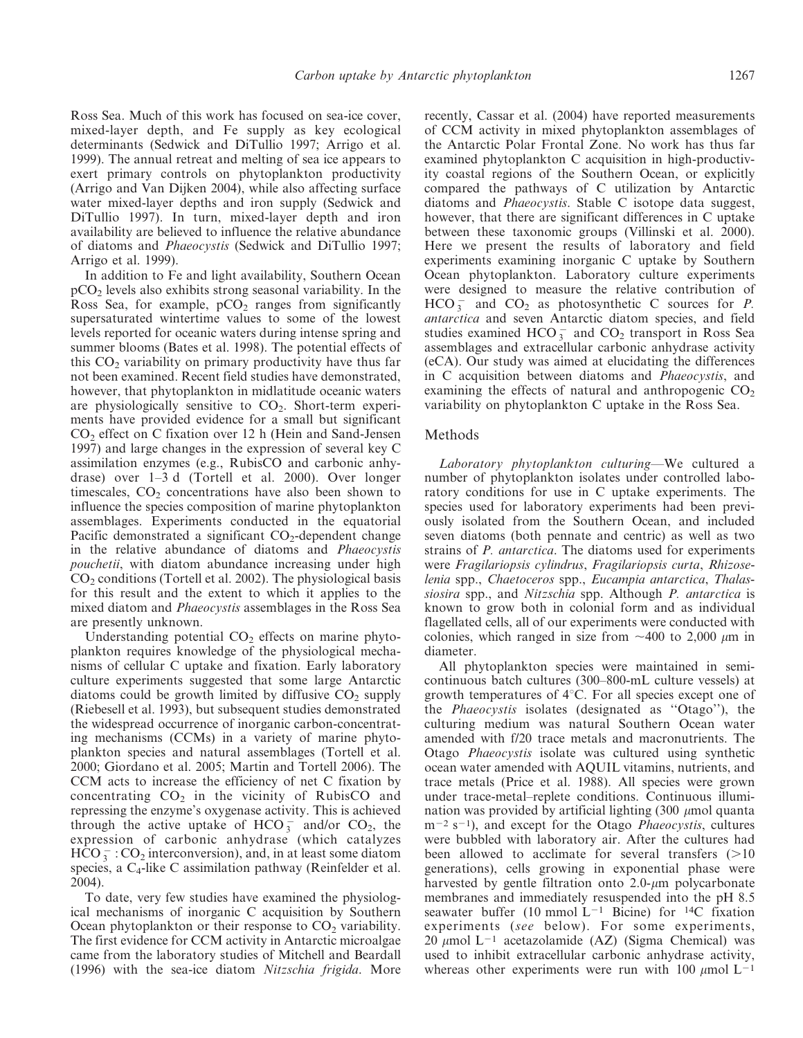Ross Sea. Much of this work has focused on sea-ice cover, mixed-layer depth, and Fe supply as key ecological determinants (Sedwick and DiTullio 1997; Arrigo et al. 1999). The annual retreat and melting of sea ice appears to exert primary controls on phytoplankton productivity (Arrigo and Van Dijken 2004), while also affecting surface water mixed-layer depths and iron supply (Sedwick and DiTullio 1997). In turn, mixed-layer depth and iron availability are believed to influence the relative abundance of diatoms and *Phaeocystis* (Sedwick and DiTullio 1997; Arrigo et al. 1999).

In addition to Fe and light availability, Southern Ocean $pCO_2$ levels also exhibits strong seasonal variability. In the Ross Sea, for example, $pCO_2$ ranges from significantly supersaturated wintertime values to some of the lowest levels reported for oceanic waters during intense spring and summer blooms (Bates et al. 1998). The potential effects of this $CO_2$ variability on primary productivity have thus far not been examined. Recent field studies have demonstrated, however, that phytoplankton in midlatitude oceanic waters are physiologically sensitive to $CO_2$. Short-term experiments have provided evidence for a small but significant $CO_2$ effect on C fixation over 12 h (Hein and Sand-Jensen 1997) and large changes in the expression of several key C assimilation enzymes (e.g., RubisCO and carbonic anhydrase) over 1–3 d (Tortell et al. 2000). Over longer timescales, $CO_2$ concentrations have also been shown to influence the species composition of marine phytoplankton assemblages. Experiments conducted in the equatorial Pacific demonstrated a significant $CO_2$-dependent change in the relative abundance of diatoms and *Phaeocystis pouchetii*, with diatom abundance increasing under high $CO_2$ conditions (Tortell et al. 2002). The physiological basis for this result and the extent to which it applies to the mixed diatom and *Phaeocystis* assemblages in the Ross Sea are presently unknown.

Understanding potential $CO_2$ effects on marine phytoplankton requires knowledge of the physiological mechanisms of cellular C uptake and fixation. Early laboratory culture experiments suggested that some large Antarctic diatoms could be growth limited by diffusive $CO_2$ supply (Riebesell et al. 1993), but subsequent studies demonstrated the widespread occurrence of inorganic carbon-concentrating mechanisms (CCMs) in a variety of marine phytoplankton species and natural assemblages (Tortell et al. 2000; Giordano et al. 2005; Martin and Tortell 2006). The CCM acts to increase the efficiency of net C fixation by concentrating $CO_2$ in the vicinity of RubisCO and repressing the enzyme's oxygenase activity. This is achieved through the active uptake of $HCO_3^-$ and/or $CO_2$, the expression of carbonic anhydrase (which catalyzes $HCO_3^- : CO_2$ interconversion), and, in at least some diatom species, a $C_4$-like C assimilation pathway (Reinfelder et al. 2004).

To date, very few studies have examined the physiological mechanisms of inorganic C acquisition by Southern Ocean phytoplankton or their response to $CO_2$ variability. The first evidence for CCM activity in Antarctic microalgae came from the laboratory studies of Mitchell and Beardall (1996) with the sea-ice diatom *Nitzschia frigida*. More recently, Cassar et al. (2004) have reported measurements of CCM activity in mixed phytoplankton assemblages of the Antarctic Polar Frontal Zone. No work has thus far examined phytoplankton C acquisition in high-productivity coastal regions of the Southern Ocean, or explicitly compared the pathways of C utilization by Antarctic diatoms and *Phaeocystis*. Stable C isotope data suggest, however, that there are significant differences in C uptake between these taxonomic groups (Villinski et al. 2000). Here we present the results of laboratory and field experiments examining inorganic C uptake by Southern Ocean phytoplankton. Laboratory culture experiments were designed to measure the relative contribution of $HCO_3^-$ and $CO_2$ as photosynthetic C sources for *P. antarctica* and seven Antarctic diatom species, and field studies examined $HCO_3^-$ and $CO_2$ transport in Ross Sea assemblages and extracellular carbonic anhydrase activity (eCA). Our study was aimed at elucidating the differences in C acquisition between diatoms and *Phaeocystis*, and examining the effects of natural and anthropogenic $CO_2$ variability on phytoplankton C uptake in the Ross Sea.

## Methods

*Laboratory phytoplankton culturing*—We cultured a number of phytoplankton isolates under controlled laboratory conditions for use in C uptake experiments. The species used for laboratory experiments had been previously isolated from the Southern Ocean, and included seven diatoms (both pennate and centric) as well as two strains of *P. antarctica*. The diatoms used for experiments were *Fragilariopsis cylindrus*, *Fragilariopsis curta*, *Rhizosolenia* spp., *Chaetoceros* spp., *Eucampia antarctica*, *Thalassiosira* spp., and *Nitzschia* spp. Although *P. antarctica* is known to grow both in colonial form and as individual flagellated cells, all of our experiments were conducted with colonies, which ranged in size from ~400 to 2,000 $\mu$m in diameter.

All phytoplankton species were maintained in semicontinuous batch cultures (300–800-mL culture vessels) at growth temperatures of 4°C. For all species except one of the *Phaeocystis* isolates (designated as "Otago"), the culturing medium was natural Southern Ocean water amended with f/20 trace metals and macronutrients. The Otago *Phaeocystis* isolate was cultured using synthetic ocean water amended with AQUIL vitamins, nutrients, and trace metals (Price et al. 1988). All species were grown under trace-metal–replete conditions. Continuous illumination was provided by artificial lighting (300 $\mu$mol quanta $m^{-2}$ $s^{-1}$), and except for the Otago *Phaeocystis*, cultures were bubbled with laboratory air. After the cultures had been allowed to acclimate for several transfers (>10 generations), cells growing in exponential phase were harvested by gentle filtration onto 2.0-$\mu$m polycarbonate membranes and immediately resuspended into the pH 8.5 seawater buffer (10 mmol $L^{-1}$ Bicine) for $^{14}C$ fixation experiments (*see* below). For some experiments, 20 $\mu$mol $L^{-1}$ acetazolamide (AZ) (Sigma Chemical) was used to inhibit extracellular carbonic anhydrase activity, whereas other experiments were run with 100 $\mu$mol $L^{-1}$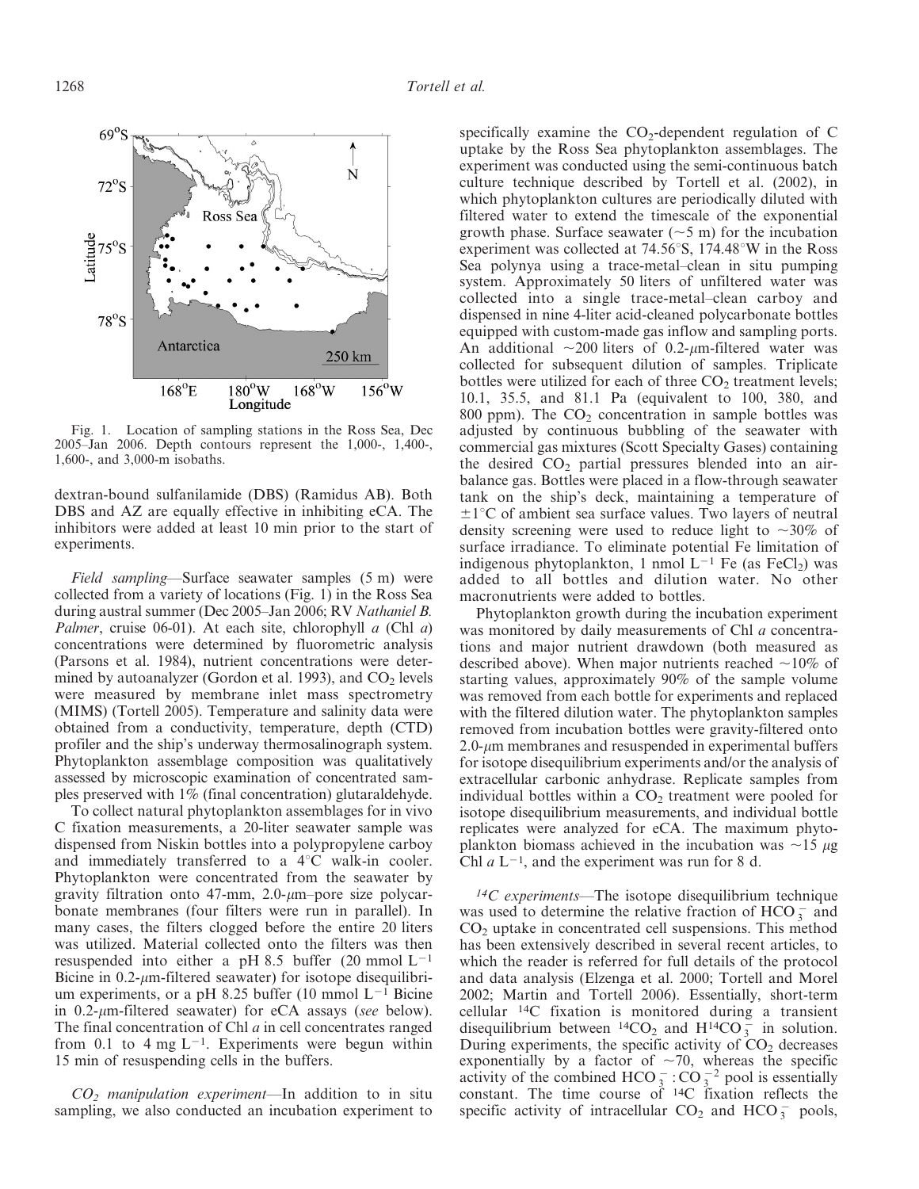Fig. 1. Location of sampling stations in the Ross Sea, Dec 2005–Jan 2006. Depth contours represent the 1,000-, 1,400-, 1,600-, and 3,000-m isobaths.

dextran-bound sulfanilamide (DBS) (Ramidus AB). Both DBS and AZ are equally effective in inhibiting eCA. The inhibitors were added at least 10 min prior to the start of experiments.

*Field sampling*—Surface seawater samples (5 m) were collected from a variety of locations (Fig. 1) in the Ross Sea during austral summer (Dec 2005–Jan 2006; RV *Nathaniel B. Palmer*, cruise 06-01). At each site, chlorophyll *a* (Chl *a*) concentrations were determined by fluorometric analysis (Parsons et al. 1984), nutrient concentrations were determined by autoanalyzer (Gordon et al. 1993), and $CO_2$ levels were measured by membrane inlet mass spectrometry (MIMS) (Tortell 2005). Temperature and salinity data were obtained from a conductivity, temperature, depth (CTD) profiler and the ship's underway thermosalinograph system. Phytoplankton assemblage composition was qualitatively assessed by microscopic examination of concentrated samples preserved with 1% (final concentration) glutaraldehyde.

To collect natural phytoplankton assemblages for in vivo C fixation measurements, a 20-liter seawater sample was dispensed from Niskin bottles into a polypropylene carboy and immediately transferred to a 4°C walk-in cooler. Phytoplankton were concentrated from the seawater by gravity filtration onto 47-mm, 2.0-$\mu$m–pore size polycarbonate membranes (four filters were run in parallel). In many cases, the filters clogged before the entire 20 liters was utilized. Material collected onto the filters was then resuspended into either a pH 8.5 buffer (20 mmol $L^{-1}$ Bicine in 0.2-$\mu$m-filtered seawater) for isotope disequilibrium experiments, or a pH 8.25 buffer (10 mmol $L^{-1}$ Bicine in 0.2-$\mu$m-filtered seawater) for eCA assays (*see* below). The final concentration of Chl *a* in cell concentrates ranged from 0.1 to 4 mg $L^{-1}$. Experiments were begun within 15 min of resuspending cells in the buffers.

*$CO_2$ manipulation experiment*—In addition to in situ sampling, we also conducted an incubation experiment to specifically examine the $CO_2$-dependent regulation of C uptake by the Ross Sea phytoplankton assemblages. The experiment was conducted using the semi-continuous batch culture technique described by Tortell et al. (2002), in which phytoplankton cultures are periodically diluted with filtered water to extend the timescale of the exponential growth phase. Surface seawater (~5 m) for the incubation experiment was collected at 74.56°S, 174.48°W in the Ross Sea polynya using a trace-metal–clean in situ pumping system. Approximately 50 liters of unfiltered water was collected into a single trace-metal–clean carboy and dispensed in nine 4-liter acid-cleaned polycarbonate bottles equipped with custom-made gas inflow and sampling ports. An additional ~200 liters of 0.2-$\mu$m-filtered water was collected for subsequent dilution of samples. Triplicate bottles were utilized for each of three $CO_2$ treatment levels; 10.1, 35.5, and 81.1 Pa (equivalent to 100, 380, and 800 ppm). The $CO_2$ concentration in sample bottles was adjusted by continuous bubbling of the seawater with commercial gas mixtures (Scott Specialty Gases) containing the desired $CO_2$ partial pressures blended into an air-balance gas. Bottles were placed in a flow-through seawater tank on the ship's deck, maintaining a temperature of ±1°C of ambient sea surface values. Two layers of neutral density screening were used to reduce light to ~30% of surface irradiance. To eliminate potential Fe limitation of indigenous phytoplankton, 1 nmol $L^{-1}$ Fe (as $FeCl_2$) was added to all bottles and dilution water. No other macronutrients were added to bottles.

Phytoplankton growth during the incubation experiment was monitored by daily measurements of Chl *a* concentrations and major nutrient drawdown (both measured as described above). When major nutrients reached ~10% of starting values, approximately 90% of the sample volume was removed from each bottle for experiments and replaced with the filtered dilution water. The phytoplankton samples removed from incubation bottles were gravity-filtered onto 2.0-$\mu$m membranes and resuspended in experimental buffers for isotope disequilibrium experiments and/or the analysis of extracellular carbonic anhydrase. Replicate samples from individual bottles within a $CO_2$ treatment were pooled for isotope disequilibrium measurements, and individual bottle replicates were analyzed for eCA. The maximum phytoplankton biomass achieved in the incubation was ~15 $\mu$g Chl *a* $L^{-1}$, and the experiment was run for 8 d.

*$^{14}C$ experiments*—The isotope disequilibrium technique was used to determine the relative fraction of $HCO_3^-$ and $CO_2$ uptake in concentrated cell suspensions. This method has been extensively described in several recent articles, to which the reader is referred for full details of the protocol and data analysis (Elzenga et al. 2000; Tortell and Morel 2002; Martin and Tortell 2006). Essentially, short-term cellular $^{14}C$ fixation is monitored during a transient disequilibrium between $^{14}CO_2$ and $H^{14}CO_3^-$ in solution. During experiments, the specific activity of $CO_2$ decreases exponentially by a factor of ~70, whereas the specific activity of the combined $HCO_3^-:CO_3^{-2}$ pool is essentially constant. The time course of $^{14}C$ fixation reflects the specific activity of intracellular $CO_2$ and $HCO_3^-$ pools,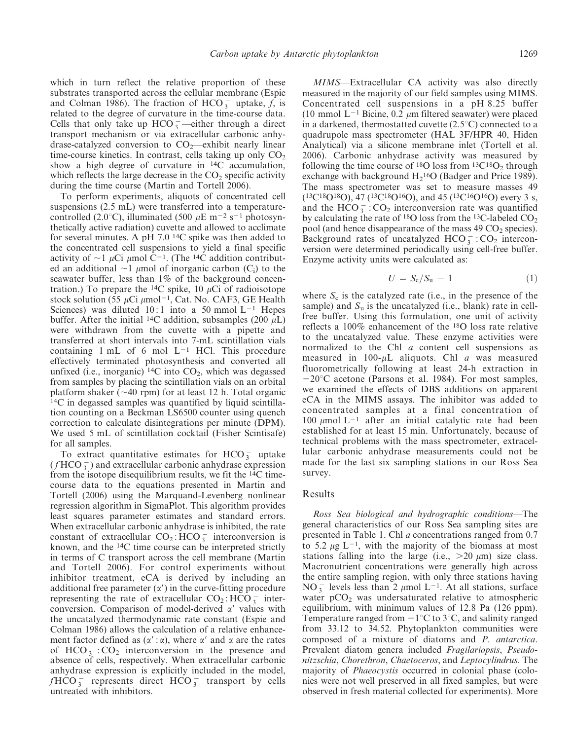which in turn reflect the relative proportion of these substrates transported across the cellular membrane (Espie and Colman 1986). The fraction of $HCO_3^-$ uptake, *f*, is related to the degree of curvature in the time-course data. Cells that only take up $HCO_3^-$—either through a direct transport mechanism or via extracellular carbonic anhydrase-catalyzed conversion to $CO_2$—exhibit nearly linear time-course kinetics. In contrast, cells taking up only $CO_2$ show a high degree of curvature in $^{14}C$ accumulation, which reflects the large decrease in the $CO_2$ specific activity during the time course (Martin and Tortell 2006).

To perform experiments, aliquots of concentrated cell suspensions (2.5 mL) were transferred into a temperature-controlled (2.0°C), illuminated (500 $\mu$E m$^{-2}$ s$^{-1}$ photosynthetically active radiation) cuvette and allowed to acclimate for several minutes. A pH 7.0 $^{14}C$ spike was then added to the concentrated cell suspensions to yield a final specific activity of ~1 $\mu$Ci $\mu$mol C$^{-1}$. (The $^{14}C$ addition contributed an additional ~1 $\mu$mol of inorganic carbon ($C_i$) to the seawater buffer, less than 1% of the background concentration.) To prepare the $^{14}C$ spike, 10 $\mu$Ci of radioisotope stock solution (55 $\mu$Ci $\mu$mol$^{-1}$, Cat. No. CAF3, GE Health Sciences) was diluted 10 : 1 into a 50 mmol L$^{-1}$ Hepes buffer. After the initial $^{14}C$ addition, subsamples (200 $\mu$L) were withdrawn from the cuvette with a pipette and transferred at short intervals into 7-mL scintillation vials containing 1 mL of 6 mol L$^{-1}$ HCl. This procedure effectively terminated photosynthesis and converted all unfixed (i.e., inorganic) $^{14}C$ into $CO_2$, which was degassed from samples by placing the scintillation vials on an orbital platform shaker (~40 rpm) for at least 12 h. Total organic $^{14}C$ in degassed samples was quantified by liquid scintillation counting on a Beckman LS6500 counter using quench correction to calculate disintegrations per minute (DPM). We used 5 mL of scintillation cocktail (Fisher Scintisafe) for all samples.

To extract quantitative estimates for $HCO_3^-$ uptake ($fHCO_3^-$) and extracellular carbonic anhydrase expression from the isotope disequilibrium results, we fit the $^{14}C$ time-course data to the equations presented in Martin and Tortell (2006) using the Marquand-Levenberg nonlinear regression algorithm in SigmaPlot. This algorithm provides least squares parameter estimates and standard errors. When extracellular carbonic anhydrase is inhibited, the rate constant of extracellular $CO_2 : HCO_3^-$ interconversion is known, and the $^{14}C$ time course can be interpreted strictly in terms of C transport across the cell membrane (Martin and Tortell 2006). For control experiments without inhibitor treatment, eCA is derived by including an additional free parameter ($\alpha'$) in the curve-fitting procedure representing the rate of extracellular $CO_2 : HCO_3^-$ interconversion. Comparison of model-derived $\alpha'$ values with the uncatalyzed thermodynamic rate constant (Espie and Colman 1986) allows the calculation of a relative enhancement factor defined as ($\alpha' : \alpha$), where $\alpha'$ and $\alpha$ are the rates of $HCO_3^- : CO_2$ interconversion in the presence and absence of cells, respectively. When extracellular carbonic anhydrase expression is explicitly included in the model, $fHCO_3^-$ represents direct $HCO_3^-$ transport by cells untreated with inhibitors.

*MIMS*—Extracellular CA activity was also directly measured in the majority of our field samples using MIMS. Concentrated cell suspensions in a pH 8.25 buffer (10 mmol L$^{-1}$ Bicine, 0.2 $\mu$m filtered seawater) were placed in a darkened, thermostatted cuvette (2.5°C) connected to a quadrupole mass spectrometer (HAL 3F/HPR 40, Hiden Analytical) via a silicone membrane inlet (Tortell et al. 2006). Carbonic anhydrase activity was measured by following the time course of $^{18}O$ loss from $^{13}C^{18}O_2$ through exchange with background $H_2{}^{16}O$ (Badger and Price 1989). The mass spectrometer was set to measure masses 49 ($^{13}C^{18}O^{18}O$), 47 ($^{13}C^{18}O^{16}O$), and 45 ($^{13}C^{16}O^{16}O$) every 3 s, and the $HCO_3^- : CO_2$ interconversion rate was quantified by calculating the rate of $^{18}O$ loss from the $^{13}C$-labeled $CO_2$ pool (and hence disappearance of the mass 49 $CO_2$ species). Background rates of uncatalyzed $HCO_3^- : CO_2$ interconversion were determined periodically using cell-free buffer. Enzyme activity units were calculated as:

$$U = S_c/S_u - 1 \tag{1}$$

where $S_c$ is the catalyzed rate (i.e., in the presence of the sample) and $S_u$ is the uncatalyzed (i.e., blank) rate in cell-free buffer. Using this formulation, one unit of activity reflects a 100% enhancement of the $^{18}O$ loss rate relative to the uncatalyzed value. These enzyme activities were normalized to the Chl *a* content cell suspensions as measured in 100-$\mu$L aliquots. Chl *a* was measured fluorometrically following at least 24-h extraction in −20°C acetone (Parsons et al. 1984). For most samples, we examined the effects of DBS additions on apparent eCA in the MIMS assays. The inhibitor was added to concentrated samples at a final concentration of 100 $\mu$mol L$^{-1}$ after an initial catalytic rate had been established for at least 15 min. Unfortunately, because of technical problems with the mass spectrometer, extracellular carbonic anhydrase measurements could not be made for the last six sampling stations in our Ross Sea survey.

## Results

*Ross Sea biological and hydrographic conditions*—The general characteristics of our Ross Sea sampling sites are presented in Table 1. Chl *a* concentrations ranged from 0.7 to 5.2 $\mu$g L$^{-1}$, with the majority of the biomass at most stations falling into the large (i.e., >20 $\mu$m) size class. Macronutrient concentrations were generally high across the entire sampling region, with only three stations having $NO_3^-$ levels less than 2 $\mu$mol L$^{-1}$. At all stations, surface water $pCO_2$ was undersaturated relative to atmospheric equilibrium, with minimum values of 12.8 Pa (126 ppm). Temperature ranged from −1°C to 3°C, and salinity ranged from 33.12 to 34.52. Phytoplankton communities were composed of a mixture of diatoms and *P. antarctica*. Prevalent diatom genera included *Fragilariopsis*, *Pseudonitzschia*, *Chorethron*, *Chaetoceros*, and *Leptocylindrus*. The majority of *Phaeocystis* occurred in colonial phase (colonies were not well preserved in all fixed samples, but were observed in fresh material collected for experiments). More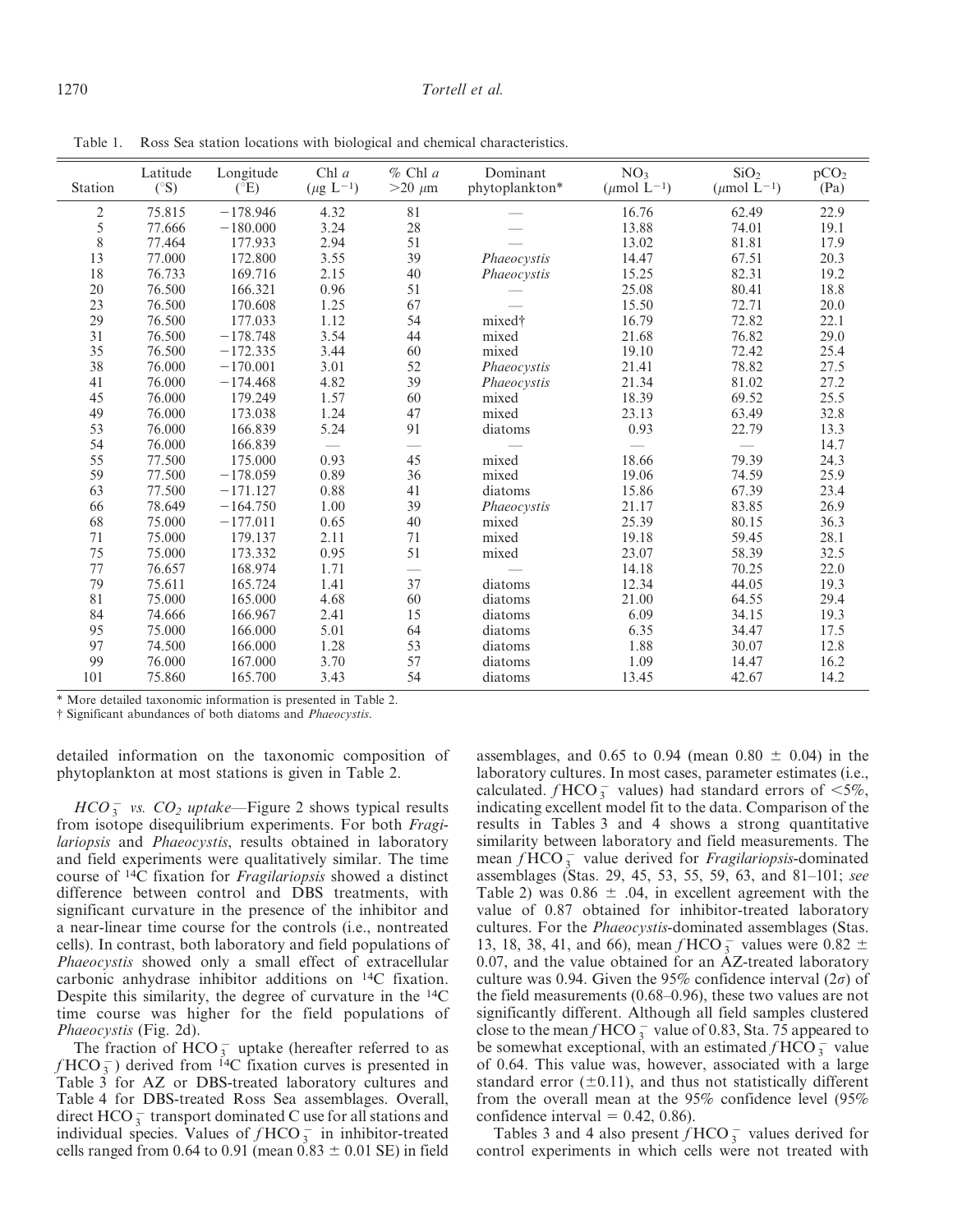Table 1. Ross Sea station locations with biological and chemical characteristics.

| Station | Latitude (°S) | Longitude (°E) | Chl *a* ($\mu$g L$^{-1}$) | % Chl *a* >20 $\mu$m | Dominant phytoplankton* | $NO_3$ ($\mu$mol L$^{-1}$) | $SiO_2$ ($\mu$mol L$^{-1}$) | $pCO_2$ (Pa) |
|---|---|---|---|---|---|---|---|---|
| 2 | 75.815 | −178.946 | 4.32 | 81 | — | 16.76 | 62.49 | 22.9 |
| 5 | 77.666 | −180.000 | 3.24 | 28 | — | 13.88 | 74.01 | 19.1 |
| 8 | 77.464 | 177.933 | 2.94 | 51 | — | 13.02 | 81.81 | 17.9 |
| 13 | 77.000 | 172.800 | 3.55 | 39 | *Phaeocystis* | 14.47 | 67.51 | 20.3 |
| 18 | 76.733 | 169.716 | 2.15 | 40 | *Phaeocystis* | 15.25 | 82.31 | 19.2 |
| 20 | 76.500 | 166.321 | 0.96 | 51 | — | 25.08 | 80.41 | 18.8 |
| 23 | 76.500 | 170.608 | 1.25 | 67 | — | 15.50 | 72.71 | 20.0 |
| 29 | 76.500 | 177.033 | 1.12 | 54 | mixed† | 16.79 | 72.82 | 22.1 |
| 31 | 76.500 | −178.748 | 3.54 | 44 | mixed | 21.68 | 76.82 | 29.0 |
| 35 | 76.500 | −172.335 | 3.44 | 60 | mixed | 19.10 | 72.42 | 25.4 |
| 38 | 76.000 | −170.001 | 3.01 | 52 | *Phaeocystis* | 21.41 | 78.82 | 27.5 |
| 41 | 76.000 | −174.468 | 4.82 | 39 | *Phaeocystis* | 21.34 | 81.02 | 27.2 |
| 45 | 76.000 | 179.249 | 1.57 | 60 | mixed | 18.39 | 69.52 | 25.5 |
| 49 | 76.000 | 173.038 | 1.24 | 47 | mixed | 23.13 | 63.49 | 32.8 |
| 53 | 76.000 | 166.839 | 5.24 | 91 | diatoms | 0.93 | 22.79 | 13.3 |
| 54 | 76.000 | 166.839 | — | — | — | — | — | 14.7 |
| 55 | 77.500 | 175.000 | 0.93 | 45 | mixed | 18.66 | 79.39 | 24.3 |
| 59 | 77.500 | −178.059 | 0.89 | 36 | mixed | 19.06 | 74.59 | 25.9 |
| 63 | 77.500 | −171.127 | 0.88 | 41 | diatoms | 15.86 | 67.39 | 23.4 |
| 66 | 78.649 | −164.750 | 1.00 | 39 | *Phaeocystis* | 21.17 | 83.85 | 26.9 |
| 68 | 75.000 | −177.011 | 0.65 | 40 | mixed | 25.39 | 80.15 | 36.3 |
| 71 | 75.000 | 179.137 | 2.11 | 71 | mixed | 19.18 | 59.45 | 28.1 |
| 75 | 75.000 | 173.332 | 0.95 | 51 | mixed | 23.07 | 58.39 | 32.5 |
| 77 | 76.657 | 168.974 | 1.71 | — | — | 14.18 | 70.25 | 22.0 |
| 79 | 75.611 | 165.724 | 1.41 | 37 | diatoms | 12.34 | 44.05 | 19.3 |
| 81 | 75.000 | 165.000 | 4.68 | 60 | diatoms | 21.00 | 64.55 | 29.4 |
| 84 | 74.666 | 166.967 | 2.41 | 15 | diatoms | 6.09 | 34.15 | 19.3 |
| 95 | 75.000 | 166.000 | 5.01 | 64 | diatoms | 6.35 | 34.47 | 17.5 |
| 97 | 74.500 | 166.000 | 1.28 | 53 | diatoms | 1.88 | 30.07 | 12.8 |
| 99 | 76.000 | 167.000 | 3.70 | 57 | diatoms | 1.09 | 14.47 | 16.2 |
| 101 | 75.860 | 165.700 | 3.43 | 54 | diatoms | 13.45 | 42.67 | 14.2 |

\* More detailed taxonomic information is presented in Table 2.
† Significant abundances of both diatoms and *Phaeocystis*.

detailed information on the taxonomic composition of phytoplankton at most stations is given in Table 2.

*$HCO_3^-$ vs. $CO_2$ uptake*—Figure 2 shows typical results from isotope disequilibrium experiments. For both *Fragilariopsis* and *Phaeocystis*, results obtained in laboratory and field experiments were qualitatively similar. The time course of $^{14}C$ fixation for *Fragilariopsis* showed a distinct difference between control and DBS treatments, with significant curvature in the presence of the inhibitor and a near-linear time course for the controls (i.e., nontreated cells). In contrast, both laboratory and field populations of *Phaeocystis* showed only a small effect of extracellular carbonic anhydrase inhibitor additions on $^{14}C$ fixation. Despite this similarity, the degree of curvature in the $^{14}C$ time course was higher for the field populations of *Phaeocystis* (Fig. 2d).

The fraction of $HCO_3^-$ uptake (hereafter referred to as $fHCO_3^-$) derived from $^{14}C$ fixation curves is presented in Table 3 for AZ or DBS-treated laboratory cultures and Table 4 for DBS-treated Ross Sea assemblages. Overall, direct $HCO_3^-$ transport dominated C use for all stations and individual species. Values of $fHCO_3^-$ in inhibitor-treated cells ranged from 0.64 to 0.91 (mean 0.83 ± 0.01 SE) in field assemblages, and 0.65 to 0.94 (mean 0.80 ± 0.04) in the laboratory cultures. In most cases, parameter estimates (i.e., calculated. $fHCO_3^-$ values) had standard errors of <5%, indicating excellent model fit to the data. Comparison of the results in Tables 3 and 4 shows a strong quantitative similarity between laboratory and field measurements. The mean $fHCO_3^-$ value derived for *Fragilariopsis*-dominated assemblages (Stas. 29, 45, 53, 55, 59, 63, and 81–101; *see* Table 2) was 0.86 ± .04, in excellent agreement with the value of 0.87 obtained for inhibitor-treated laboratory cultures. For the *Phaeocystis*-dominated assemblages (Stas. 13, 18, 38, 41, and 66), mean $fHCO_3^-$ values were 0.82 ± 0.07, and the value obtained for an AZ-treated laboratory culture was 0.94. Given the 95% confidence interval ($2\sigma$) of the field measurements (0.68–0.96), these two values are not significantly different. Although all field samples clustered close to the mean $fHCO_3^-$ value of 0.83, Sta. 75 appeared to be somewhat exceptional, with an estimated $fHCO_3^-$ value of 0.64. This value was, however, associated with a large standard error (±0.11), and thus not statistically different from the overall mean at the 95% confidence level (95% confidence interval = 0.42, 0.86).

Tables 3 and 4 also present $fHCO_3^-$ values derived for control experiments in which cells were not treated with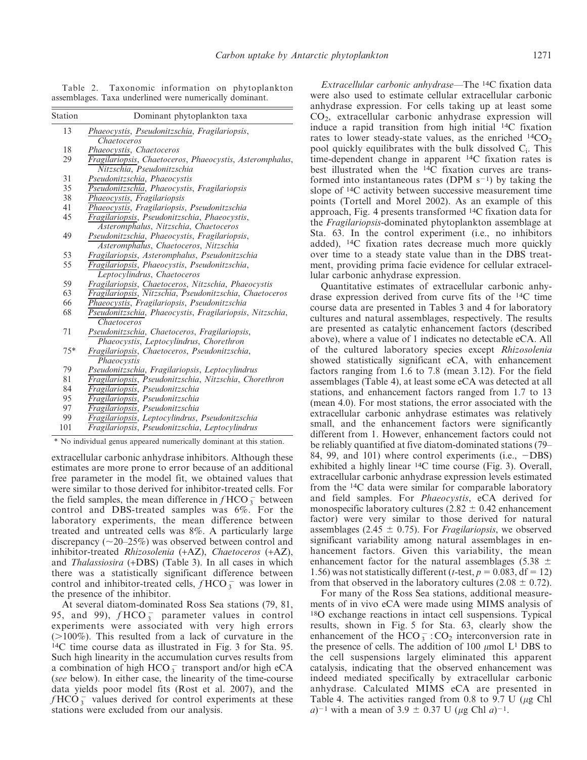Table 2. Taxonomic information on phytoplankton assemblages. Taxa underlined were numerically dominant.

| Station | Dominant phytoplankton taxa |
|---|---|
| 13 | *Phaeocystis*, *Pseudonitzschia*, *Fragilariopsis*, *Chaetoceros* |
| 18 | *Phaeocystis*, *Chaetoceros* |
| 29 | *Fragilariopsis*, *Chaetoceros*, *Phaeocystis*, *Asteromphalus*, *Nitzschia*, *Pseudonitzschia* |
| 31 | *Pseudonitzschia*, *Phaeocystis* |
| 35 | *Pseudonitzschia*, *Phaeocystis*, *Fragilariopsis* |
| 38 | *Phaeocystis*, *Fragilariopsis* |
| 41 | *Phaeocystis*, *Fragilariopsis*, *Pseudonitzschia* |
| 45 | *Fragilariopsis*, *Pseudonitzschia*, *Phaeocystis*, *Asteromphalus*, *Nitzschia*, *Chaetoceros* |
| 49 | *Pseudonitzschia*, *Phaeocystis*, *Fragilariopsis*, *Asteromphalus*, *Chaetoceros*, *Nitzschia* |
| 53 | *Fragilariopsis*, *Asteromphalus*, *Pseudonitzschia* |
| 55 | *Fragilariopsis*, *Phaeocystis*, *Pseudonitzschia*, *Leptocylindrus*, *Chaetoceros* |
| 59 | *Fragilariopsis*, *Chaetoceros*, *Nitzschia*, *Phaeocystis* |
| 63 | *Fragilariopsis*, *Nitzschia*, *Pseudonitzschia*, *Chaetoceros* |
| 66 | *Phaeocystis*, *Fragilariopsis*, *Pseudonitzschia* |
| 68 | *Pseudonitzschia*, *Phaeocystis*, *Fragilariopsis*, *Nitzschia*, *Chaetoceros* |
| 71 | *Pseudonitzschia*, *Chaetoceros*, *Fragilariopsis*, *Phaeocystis*, *Leptocylindrus*, *Chorethron* |
| 75* | *Fragilariopsis*, *Chaetoceros*, *Pseudonitzschia*, *Phaeocystis* |
| 79 | *Pseudonitzschia*, *Fragilariopsis*, *Leptocylindrus* |
| 81 | *Fragilariopsis*, *Pseudonitzschia*, *Nitzschia*, *Chorethron* |
| 84 | *Fragilariopsis*, *Pseudonitzschia* |
| 95 | *Fragilariopsis*, *Pseudonitzschia* |
| 97 | *Fragilariopsis*, *Pseudonitzschia* |
| 99 | *Fragilariopsis*, *Leptocylindrus*, *Pseudonitzschia* |
| 101 | *Fragilariopsis*, *Pseudonitzschia*, *Leptocylindrus* |

\* No individual genus appeared numerically dominant at this station.

extracellular carbonic anhydrase inhibitors. Although these estimates are more prone to error because of an additional free parameter in the model fit, we obtained values that were similar to those derived for inhibitor-treated cells. For the field samples, the mean difference in $f\text{HCO}_3^-$ between control and DBS-treated samples was 6%. For the laboratory experiments, the mean difference between treated and untreated cells was 8%. A particularly large discrepancy (~20–25%) was observed between control and inhibitor-treated *Rhizosolenia* (+AZ), *Chaetoceros* (+AZ), and *Thalassiosira* (+DBS) (Table 3). In all cases in which there was a statistically significant difference between control and inhibitor-treated cells, $f\text{HCO}_3^-$ was lower in the presence of the inhibitor.

At several diatom-dominated Ross Sea stations (79, 81, 95, and 99), $f\text{HCO}_3^-$ parameter values in control experiments were associated with very high errors (>100%). This resulted from a lack of curvature in the $^{14}$C time course data as illustrated in Fig. 3 for Sta. 95. Such high linearity in the accumulation curves results from a combination of high $\text{HCO}_3^-$ transport and/or high eCA (*see* below). In either case, the linearity of the time-course data yields poor model fits (Rost et al. 2007), and the $f\text{HCO}_3^-$ values derived for control experiments at these stations were excluded from our analysis.

*Extracellular carbonic anhydrase*—The $^{14}$C fixation data were also used to estimate cellular extracellular carbonic anhydrase expression. For cells taking up at least some $CO_2$, extracellular carbonic anhydrase expression will induce a rapid transition from high initial $^{14}$C fixation rates to lower steady-state values, as the enriched $^{14}CO_2$ pool quickly equilibrates with the bulk dissolved $C_i$. This time-dependent change in apparent $^{14}$C fixation rates is best illustrated when the $^{14}$C fixation curves are transformed into instantaneous rates (DPM $s^{-1}$) by taking the slope of $^{14}$C activity between successive measurement time points (Tortell and Morel 2002). As an example of this approach, Fig. 4 presents transformed $^{14}$C fixation data for the *Fragilariopsis*-dominated phytoplankton assemblage at Sta. 63. In the control experiment (i.e., no inhibitors added), $^{14}$C fixation rates decrease much more quickly over time to a steady state value than in the DBS treatment, providing prima facie evidence for cellular extracellular carbonic anhydrase expression.

Quantitative estimates of extracellular carbonic anhydrase expression derived from curve fits of the $^{14}$C time course data are presented in Tables 3 and 4 for laboratory cultures and natural assemblages, respectively. The results are presented as catalytic enhancement factors (described above), where a value of 1 indicates no detectable eCA. All of the cultured laboratory species except *Rhizosolenia* showed statistically significant eCA, with enhancement factors ranging from 1.6 to 7.8 (mean 3.12). For the field assemblages (Table 4), at least some eCA was detected at all stations, and enhancement factors ranged from 1.7 to 13 (mean 4.0). For most stations, the error associated with the extracellular carbonic anhydrase estimates was relatively small, and the enhancement factors were significantly different from 1. However, enhancement factors could not be reliably quantified at five diatom-dominated stations (79–84, 99, and 101) where control experiments (i.e., −DBS) exhibited a highly linear $^{14}$C time course (Fig. 3). Overall, extracellular carbonic anhydrase expression levels estimated from the $^{14}$C data were similar for comparable laboratory and field samples. For *Phaeocystis*, eCA derived for monospecific laboratory cultures (2.82 ± 0.42 enhancement factor) were very similar to those derived for natural assemblages (2.45 ± 0.75). For *Fragilariopsis*, we observed significant variability among natural assemblages in enhancement factors. Given this variability, the mean enhancement factor for the natural assemblages (5.38 ± 1.56) was not statistically different ($t$-test, $p = 0.083$, df = 12) from that observed in the laboratory cultures (2.08 ± 0.72).

For many of the Ross Sea stations, additional measurements of in vivo eCA were made using MIMS analysis of $^{18}$O exchange reactions in intact cell suspensions. Typical results, shown in Fig. 5 for Sta. 63, clearly show the enhancement of the $\text{HCO}_3^- : CO_2$ interconversion rate in the presence of cells. The addition of 100 $\mu$mol $L^1$ DBS to the cell suspensions largely eliminated this apparent catalysis, indicating that the observed enhancement was indeed mediated specifically by extracellular carbonic anhydrase. Calculated MIMS eCA are presented in Table 4. The activities ranged from 0.8 to 9.7 U ($\mu$g Chl $a$)$^{-1}$ with a mean of 3.9 ± 0.37 U ($\mu$g Chl $a$)$^{-1}$.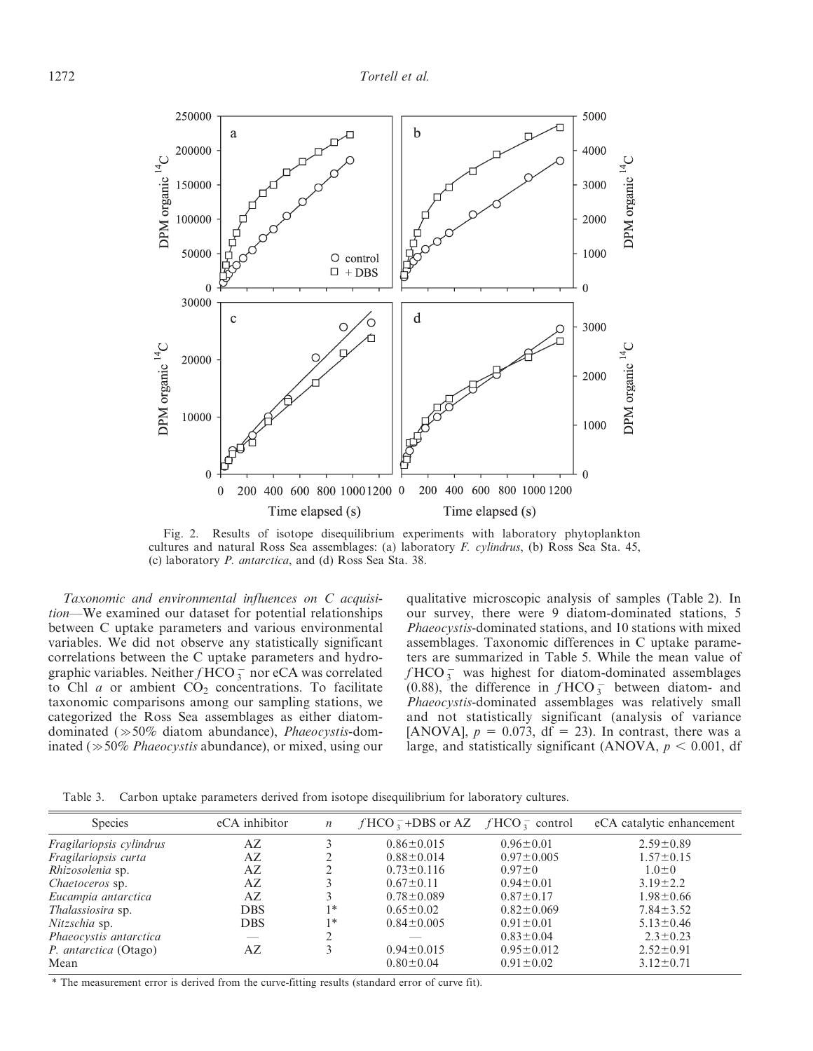Fig. 2. Results of isotope disequilibrium experiments with laboratory phytoplankton cultures and natural Ross Sea assemblages: (a) laboratory *F. cylindrus*, (b) Ross Sea Sta. 45, (c) laboratory *P. antarctica*, and (d) Ross Sea Sta. 38.

*Taxonomic and environmental influences on C acquisition*—We examined our dataset for potential relationships between C uptake parameters and various environmental variables. We did not observe any statistically significant correlations between the C uptake parameters and hydrographic variables. Neither $f\text{HCO}_3^-$ nor eCA was correlated to Chl *a* or ambient $CO_2$ concentrations. To facilitate taxonomic comparisons among our sampling stations, we categorized the Ross Sea assemblages as either diatom-dominated ($\gg$50% diatom abundance), *Phaeocystis*-dominated ($\gg$50% *Phaeocystis* abundance), or mixed, using our qualitative microscopic analysis of samples (Table 2). In our survey, there were 9 diatom-dominated stations, 5 *Phaeocystis*-dominated stations, and 10 stations with mixed assemblages. Taxonomic differences in C uptake parameters are summarized in Table 5. While the mean value of $f\text{HCO}_3^-$ was highest for diatom-dominated assemblages (0.88), the difference in $f\text{HCO}_3^-$ between diatom- and *Phaeocystis*-dominated assemblages was relatively small and not statistically significant (analysis of variance [ANOVA], $p = 0.073$, df = 23). In contrast, there was a large, and statistically significant (ANOVA, $p < 0.001$, df

Table 3. Carbon uptake parameters derived from isotope disequilibrium for laboratory cultures.

| Species | eCA inhibitor | $n$ | $f\text{HCO}_3^-$+DBS or AZ | $f\text{HCO}_3^-$ control | eCA catalytic enhancement |
|---|---|---|---|---|---|
| *Fragilariopsis cylindrus* | AZ | 3 | 0.86±0.015 | 0.96±0.01 | 2.59±0.89 |
| *Fragilariopsis curta* | AZ | 2 | 0.88±0.014 | 0.97±0.005 | 1.57±0.15 |
| *Rhizosolenia* sp. | AZ | 2 | 0.73±0.116 | 0.97±0 | 1.0±0 |
| *Chaetoceros* sp. | AZ | 3 | 0.67±0.11 | 0.94±0.01 | 3.19±2.2 |
| *Eucampia antarctica* | AZ | 3 | 0.78±0.089 | 0.87±0.17 | 1.98±0.66 |
| *Thalassiosira* sp. | DBS | 1* | 0.65±0.02 | 0.82±0.069 | 7.84±3.52 |
| *Nitzschia* sp. | DBS | 1* | 0.84±0.005 | 0.91±0.01 | 5.13±0.46 |
| *Phaeocystis antarctica* | — | 2 | — | 0.83±0.04 | 2.3±0.23 |
| *P. antarctica* (Otago) | AZ | 3 | 0.94±0.015 | 0.95±0.012 | 2.52±0.91 |
| Mean | | | 0.80±0.04 | 0.91±0.02 | 3.12±0.71 |

\* The measurement error is derived from the curve-fitting results (standard error of curve fit).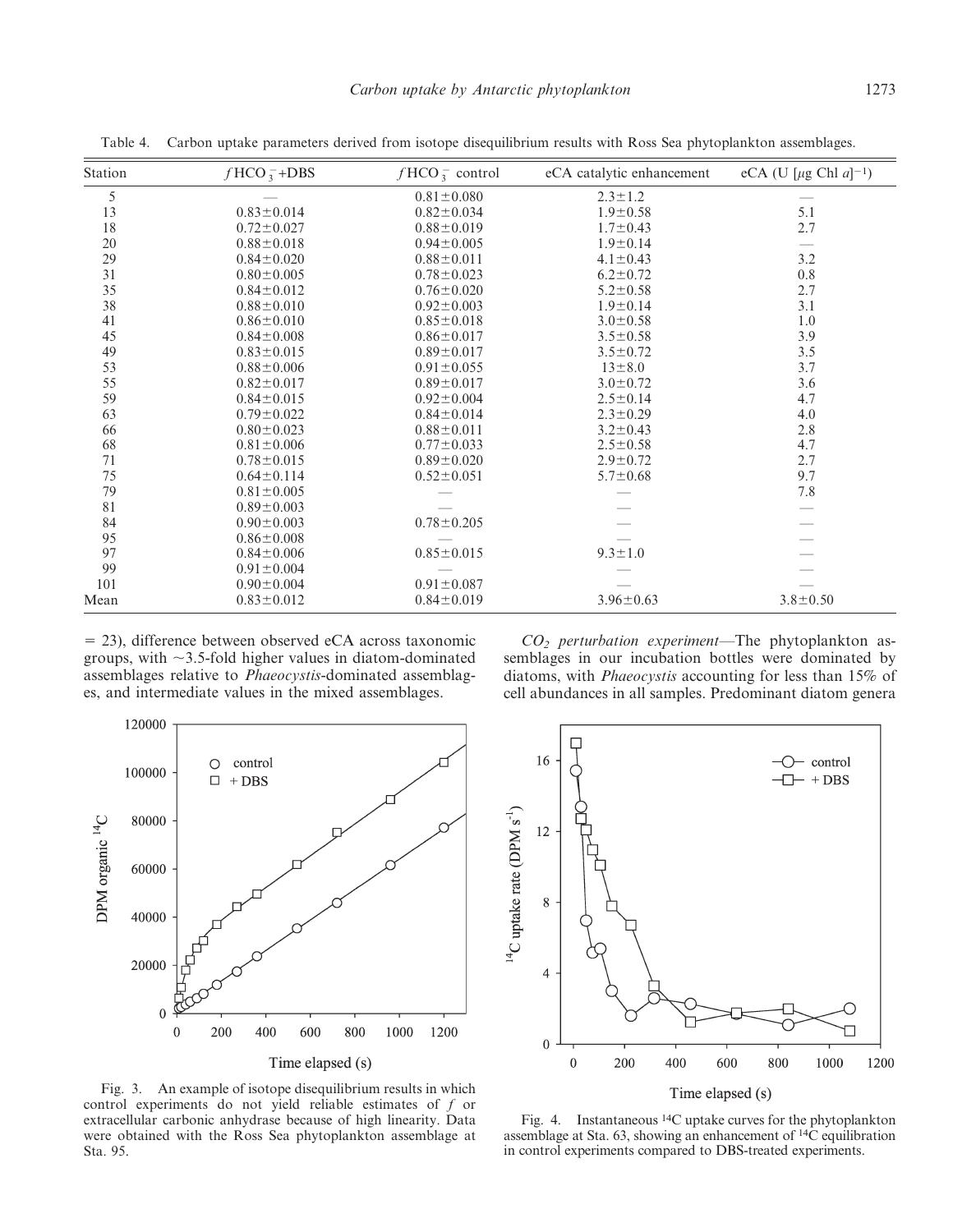Table 4. Carbon uptake parameters derived from isotope disequilibrium results with Ross Sea phytoplankton assemblages.

| Station | $f\,HCO_3^-$+DBS | $f\,HCO_3^-$ control | eCA catalytic enhancement | eCA (U [$\mu$g Chl $a$]$^{-1}$) |
|---|---|---|---|---|
| 5 | — | 0.81±0.080 | 2.3±1.2 | — |
| 13 | 0.83±0.014 | 0.82±0.034 | 1.9±0.58 | 5.1 |
| 18 | 0.72±0.027 | 0.88±0.019 | 1.7±0.43 | 2.7 |
| 20 | 0.88±0.018 | 0.94±0.005 | 1.9±0.14 | — |
| 29 | 0.84±0.020 | 0.88±0.011 | 4.1±0.43 | 3.2 |
| 31 | 0.80±0.005 | 0.78±0.023 | 6.2±0.72 | 0.8 |
| 35 | 0.84±0.012 | 0.76±0.020 | 5.2±0.58 | 2.7 |
| 38 | 0.88±0.010 | 0.92±0.003 | 1.9±0.14 | 3.1 |
| 41 | 0.86±0.010 | 0.85±0.018 | 3.0±0.58 | 1.0 |
| 45 | 0.84±0.008 | 0.86±0.017 | 3.5±0.58 | 3.9 |
| 49 | 0.83±0.015 | 0.89±0.017 | 3.5±0.72 | 3.5 |
| 53 | 0.88±0.006 | 0.91±0.055 | 13±8.0 | 3.7 |
| 55 | 0.82±0.017 | 0.89±0.017 | 3.0±0.72 | 3.6 |
| 59 | 0.84±0.015 | 0.92±0.004 | 2.5±0.14 | 4.7 |
| 63 | 0.79±0.022 | 0.84±0.014 | 2.3±0.29 | 4.0 |
| 66 | 0.80±0.023 | 0.88±0.011 | 3.2±0.43 | 2.8 |
| 68 | 0.81±0.006 | 0.77±0.033 | 2.5±0.58 | 4.7 |
| 71 | 0.78±0.015 | 0.89±0.020 | 2.9±0.72 | 2.7 |
| 75 | 0.64±0.114 | 0.52±0.051 | 5.7±0.68 | 9.7 |
| 79 | 0.81±0.005 | — | — | 7.8 |
| 81 | 0.89±0.003 | — | — | — |
| 84 | 0.90±0.003 | 0.78±0.205 | — | — |
| 95 | 0.86±0.008 | — | — | — |
| 97 | 0.84±0.006 | 0.85±0.015 | 9.3±1.0 | — |
| 99 | 0.91±0.004 | — | — | — |
| 101 | 0.90±0.004 | 0.91±0.087 | — | — |
| Mean | 0.83±0.012 | 0.84±0.019 | 3.96±0.63 | 3.8±0.50 |

= 23), difference between observed eCA across taxonomic groups, with ~3.5-fold higher values in diatom-dominated assemblages relative to *Phaeocystis*-dominated assemblages, and intermediate values in the mixed assemblages.

Fig. 3. An example of isotope disequilibrium results in which control experiments do not yield reliable estimates of $f$ or extracellular carbonic anhydrase because of high linearity. Data were obtained with the Ross Sea phytoplankton assemblage at Sta. 95.

*$CO_2$ perturbation experiment*—The phytoplankton assemblages in our incubation bottles were dominated by diatoms, with *Phaeocystis* accounting for less than 15% of cell abundances in all samples. Predominant diatom genera

Fig. 4. Instantaneous $^{14}C$ uptake curves for the phytoplankton assemblage at Sta. 63, showing an enhancement of $^{14}C$ equilibration in control experiments compared to DBS-treated experiments.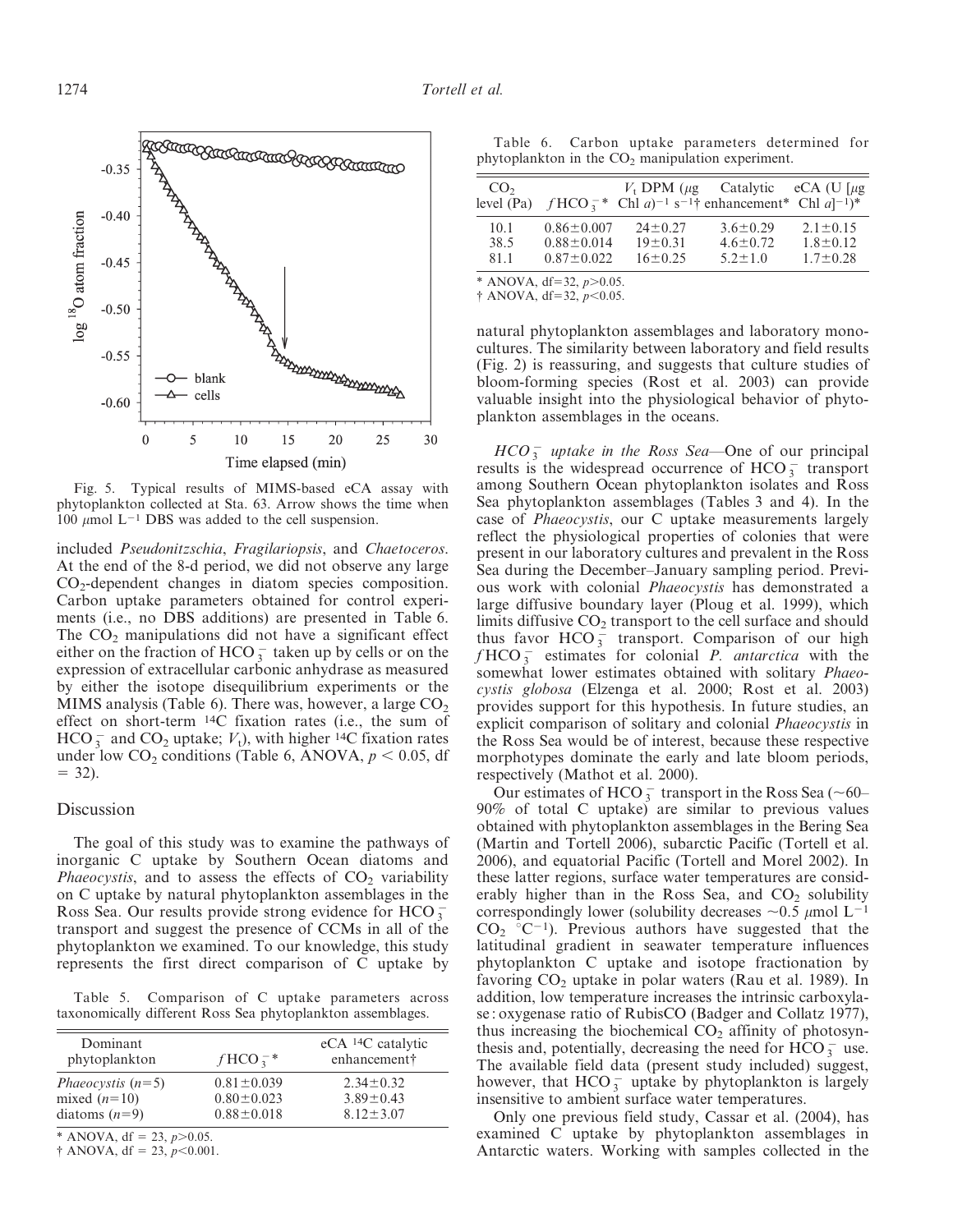Fig. 5. Typical results of MIMS-based eCA assay with phytoplankton collected at Sta. 63. Arrow shows the time when 100 $\mu$mol L$^{-1}$ DBS was added to the cell suspension.

included *Pseudonitzschia*, *Fragilariopsis*, and *Chaetoceros*. At the end of the 8-d period, we did not observe any large $CO_2$-dependent changes in diatom species composition. Carbon uptake parameters obtained for control experiments (i.e., no DBS additions) are presented in Table 6. The $CO_2$ manipulations did not have a significant effect either on the fraction of $HCO_3^-$ taken up by cells or on the expression of extracellular carbonic anhydrase as measured by either the isotope disequilibrium experiments or the MIMS analysis (Table 6). There was, however, a large $CO_2$ effect on short-term $^{14}C$ fixation rates (i.e., the sum of $HCO_3^-$ and $CO_2$ uptake; $V_t$), with higher $^{14}C$ fixation rates under low $CO_2$ conditions (Table 6, ANOVA, $p < 0.05$, df $= 32$).

## Discussion

The goal of this study was to examine the pathways of inorganic C uptake by Southern Ocean diatoms and *Phaeocystis*, and to assess the effects of $CO_2$ variability on C uptake by natural phytoplankton assemblages in the Ross Sea. Our results provide strong evidence for $HCO_3^-$ transport and suggest the presence of CCMs in all of the phytoplankton we examined. To our knowledge, this study represents the first direct comparison of C uptake by natural phytoplankton assemblages and laboratory monocultures. The similarity between laboratory and field results (Fig. 2) is reassuring, and suggests that culture studies of bloom-forming species (Rost et al. 2003) can provide valuable insight into the physiological behavior of phytoplankton assemblages in the oceans.

Table 5. Comparison of C uptake parameters across taxonomically different Ross Sea phytoplankton assemblages.

| Dominant phytoplankton | $fHCO_3^-$* | eCA $^{14}C$ catalytic enhancement† |
|---|---|---|
| *Phaeocystis* ($n$=5) | 0.81±0.039 | 2.34±0.32 |
| mixed ($n$=10) | 0.80±0.023 | 3.89±0.43 |
| diatoms ($n$=9) | 0.88±0.018 | 8.12±3.07 |

* ANOVA, df = 23, $p$>0.05.
† ANOVA, df = 23, $p$<0.001.

Table 6. Carbon uptake parameters determined for phytoplankton in the $CO_2$ manipulation experiment.

| $CO_2$ level (Pa) | $fHCO_3^-$* | $V_t$ DPM ($\mu$g Chl $a$)$^{-1}$ s$^{-1}$† | Catalytic enhancement* | eCA (U [$\mu$g Chl $a$]$^{-1}$)* |
|---|---|---|---|---|
| 10.1 | 0.86±0.007 | 24±0.27 | 3.6±0.29 | 2.1±0.15 |
| 38.5 | 0.88±0.014 | 19±0.31 | 4.6±0.72 | 1.8±0.12 |
| 81.1 | 0.87±0.022 | 16±0.25 | 5.2±1.0 | 1.7±0.28 |

* ANOVA, df=32, $p$>0.05.
† ANOVA, df=32, $p$<0.05.

*$HCO_3^-$ uptake in the Ross Sea*—One of our principal results is the widespread occurrence of $HCO_3^-$ transport among Southern Ocean phytoplankton isolates and Ross Sea phytoplankton assemblages (Tables 3 and 4). In the case of *Phaeocystis*, our C uptake measurements largely reflect the physiological properties of colonies that were present in our laboratory cultures and prevalent in the Ross Sea during the December–January sampling period. Previous work with colonial *Phaeocystis* has demonstrated a large diffusive boundary layer (Ploug et al. 1999), which limits diffusive $CO_2$ transport to the cell surface and should thus favor $HCO_3^-$ transport. Comparison of our high $fHCO_3^-$ estimates for colonial *P. antarctica* with the somewhat lower estimates obtained with solitary *Phaeocystis globosa* (Elzenga et al. 2000; Rost et al. 2003) provides support for this hypothesis. In future studies, an explicit comparison of solitary and colonial *Phaeocystis* in the Ross Sea would be of interest, because these respective morphotypes dominate the early and late bloom periods, respectively (Mathot et al. 2000).

Our estimates of $HCO_3^-$ transport in the Ross Sea (~60–90% of total C uptake) are similar to previous values obtained with phytoplankton assemblages in the Bering Sea (Martin and Tortell 2006), subarctic Pacific (Tortell et al. 2006), and equatorial Pacific (Tortell and Morel 2002). In these latter regions, surface water temperatures are considerably higher than in the Ross Sea, and $CO_2$ solubility correspondingly lower (solubility decreases ~0.5 $\mu$mol L$^{-1}$ $CO_2$ °C$^{-1}$). Previous authors have suggested that the latitudinal gradient in seawater temperature influences phytoplankton C uptake and isotope fractionation by favoring $CO_2$ uptake in polar waters (Rau et al. 1989). In addition, low temperature increases the intrinsic carboxylase : oxygenase ratio of RubisCO (Badger and Collatz 1977), thus increasing the biochemical $CO_2$ affinity of photosynthesis and, potentially, decreasing the need for $HCO_3^-$ use. The available field data (present study included) suggest, however, that $HCO_3^-$ uptake by phytoplankton is largely insensitive to ambient surface water temperatures.

Only one previous field study, Cassar et al. (2004), has examined C uptake by phytoplankton assemblages in Antarctic waters. Working with samples collected in the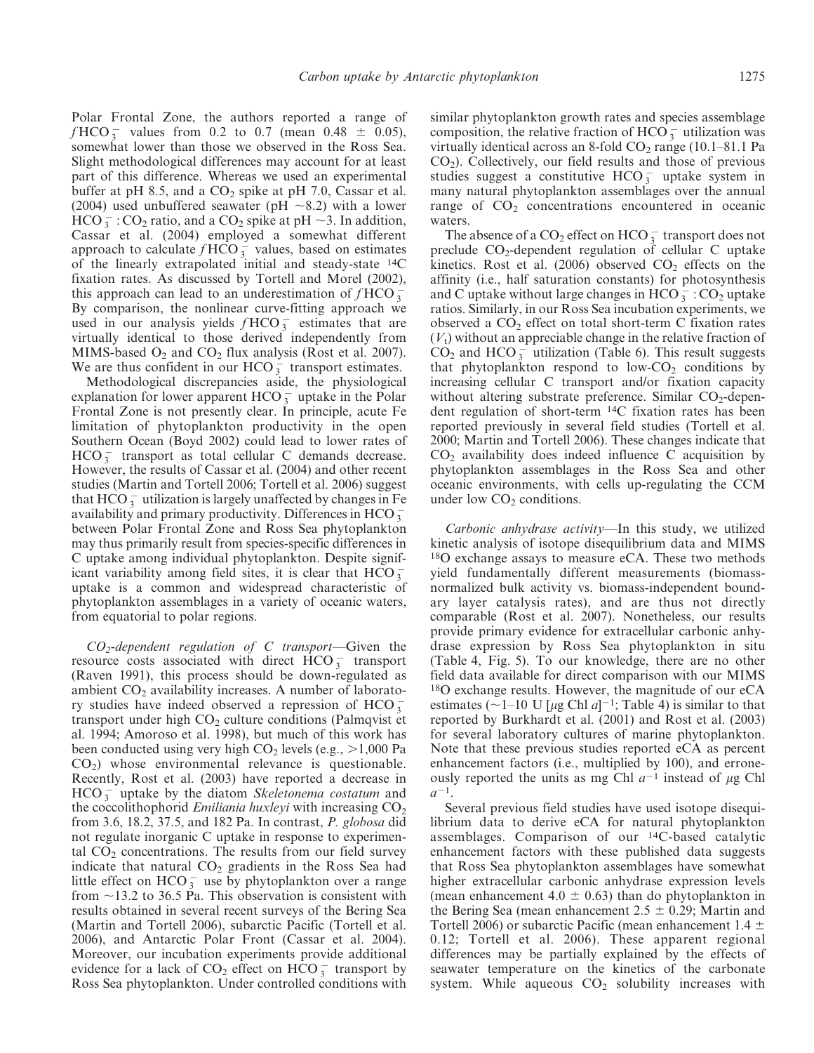Polar Frontal Zone, the authors reported a range of $f\mathrm{HCO_3^-}$ values from 0.2 to 0.7 (mean 0.48 ± 0.05), somewhat lower than those we observed in the Ross Sea. Slight methodological differences may account for at least part of this difference. Whereas we used an experimental buffer at pH 8.5, and a $CO_2$ spike at pH 7.0, Cassar et al. (2004) used unbuffered seawater (pH ~8.2) with a lower $HCO_3^-$ : $CO_2$ ratio, and a $CO_2$ spike at pH ~3. In addition, Cassar et al. (2004) employed a somewhat different approach to calculate $f\mathrm{HCO_3^-}$ values, based on estimates of the linearly extrapolated initial and steady-state $^{14}$C fixation rates. As discussed by Tortell and Morel (2002), this approach can lead to an underestimation of $f\mathrm{HCO_3^-}$. By comparison, the nonlinear curve-fitting approach we used in our analysis yields $f\mathrm{HCO_3^-}$ estimates that are virtually identical to those derived independently from MIMS-based $O_2$ and $CO_2$ flux analysis (Rost et al. 2007). We are thus confident in our $HCO_3^-$ transport estimates.

Methodological discrepancies aside, the physiological explanation for lower apparent $HCO_3^-$ uptake in the Polar Frontal Zone is not presently clear. In principle, acute Fe limitation of phytoplankton productivity in the open Southern Ocean (Boyd 2002) could lead to lower rates of $HCO_3^-$ transport as total cellular C demands decrease. However, the results of Cassar et al. (2004) and other recent studies (Martin and Tortell 2006; Tortell et al. 2006) suggest that $HCO_3^-$ utilization is largely unaffected by changes in Fe availability and primary productivity. Differences in $HCO_3^-$ between Polar Frontal Zone and Ross Sea phytoplankton may thus primarily result from species-specific differences in C uptake among individual phytoplankton. Despite significant variability among field sites, it is clear that $HCO_3^-$ uptake is a common and widespread characteristic of phytoplankton assemblages in a variety of oceanic waters, from equatorial to polar regions.

*$CO_2$-dependent regulation of C transport*—Given the resource costs associated with direct $HCO_3^-$ transport (Raven 1991), this process should be down-regulated as ambient $CO_2$ availability increases. A number of laboratory studies have indeed observed a repression of $HCO_3^-$ transport under high $CO_2$ culture conditions (Palmqvist et al. 1994; Amoroso et al. 1998), but much of this work has been conducted using very high $CO_2$ levels (e.g., >1,000 Pa $CO_2$) whose environmental relevance is questionable. Recently, Rost et al. (2003) have reported a decrease in $HCO_3^-$ uptake by the diatom *Skeletonema costatum* and the coccolithophorid *Emiliania huxleyi* with increasing $CO_2$ from 3.6, 18.2, 37.5, and 182 Pa. In contrast, *P. globosa* did not regulate inorganic C uptake in response to experimental $CO_2$ concentrations. The results from our field survey indicate that natural $CO_2$ gradients in the Ross Sea had little effect on $HCO_3^-$ use by phytoplankton over a range from ~13.2 to 36.5 Pa. This observation is consistent with results obtained in several recent surveys of the Bering Sea (Martin and Tortell 2006), subarctic Pacific (Tortell et al. 2006), and Antarctic Polar Front (Cassar et al. 2004). Moreover, our incubation experiments provide additional evidence for a lack of $CO_2$ effect on $HCO_3^-$ transport by Ross Sea phytoplankton. Under controlled conditions with similar phytoplankton growth rates and species assemblage composition, the relative fraction of $HCO_3^-$ utilization was virtually identical across an 8-fold $CO_2$ range (10.1–81.1 Pa $CO_2$). Collectively, our field results and those of previous studies suggest a constitutive $HCO_3^-$ uptake system in many natural phytoplankton assemblages over the annual range of $CO_2$ concentrations encountered in oceanic waters.

The absence of a $CO_2$ effect on $HCO_3^-$ transport does not preclude $CO_2$-dependent regulation of cellular C uptake kinetics. Rost et al. (2006) observed $CO_2$ effects on the affinity (i.e., half saturation constants) for photosynthesis and C uptake without large changes in $HCO_3^-$ : $CO_2$ uptake ratios. Similarly, in our Ross Sea incubation experiments, we observed a $CO_2$ effect on total short-term C fixation rates ($V_t$) without an appreciable change in the relative fraction of $CO_2$ and $HCO_3^-$ utilization (Table 6). This result suggests that phytoplankton respond to low-$CO_2$ conditions by increasing cellular C transport and/or fixation capacity without altering substrate preference. Similar $CO_2$-dependent regulation of short-term $^{14}$C fixation rates has been reported previously in several field studies (Tortell et al. 2000; Martin and Tortell 2006). These changes indicate that $CO_2$ availability does indeed influence C acquisition by phytoplankton assemblages in the Ross Sea and other oceanic environments, with cells up-regulating the CCM under low $CO_2$ conditions.

*Carbonic anhydrase activity*—In this study, we utilized kinetic analysis of isotope disequilibrium data and MIMS $^{18}$O exchange assays to measure eCA. These two methods yield fundamentally different measurements (biomass-normalized bulk activity vs. biomass-independent boundary layer catalysis rates), and are thus not directly comparable (Rost et al. 2007). Nonetheless, our results provide primary evidence for extracellular carbonic anhydrase expression by Ross Sea phytoplankton in situ (Table 4, Fig. 5). To our knowledge, there are no other field data available for direct comparison with our MIMS $^{18}$O exchange results. However, the magnitude of our eCA estimates (~1–10 U [$\mu$g Chl *a*]$^{-1}$; Table 4) is similar to that reported by Burkhardt et al. (2001) and Rost et al. (2003) for several laboratory cultures of marine phytoplankton. Note that these previous studies reported eCA as percent enhancement factors (i.e., multiplied by 100), and erroneously reported the units as mg Chl $a^{-1}$ instead of $\mu$g Chl $a^{-1}$.

Several previous field studies have used isotope disequilibrium data to derive eCA for natural phytoplankton assemblages. Comparison of our $^{14}$C-based catalytic enhancement factors with these published data suggests that Ross Sea phytoplankton assemblages have somewhat higher extracellular carbonic anhydrase expression levels (mean enhancement 4.0 ± 0.63) than do phytoplankton in the Bering Sea (mean enhancement 2.5 ± 0.29; Martin and Tortell 2006) or subarctic Pacific (mean enhancement 1.4 ± 0.12; Tortell et al. 2006). These apparent regional differences may be partially explained by the effects of seawater temperature on the kinetics of the carbonate system. While aqueous $CO_2$ solubility increases with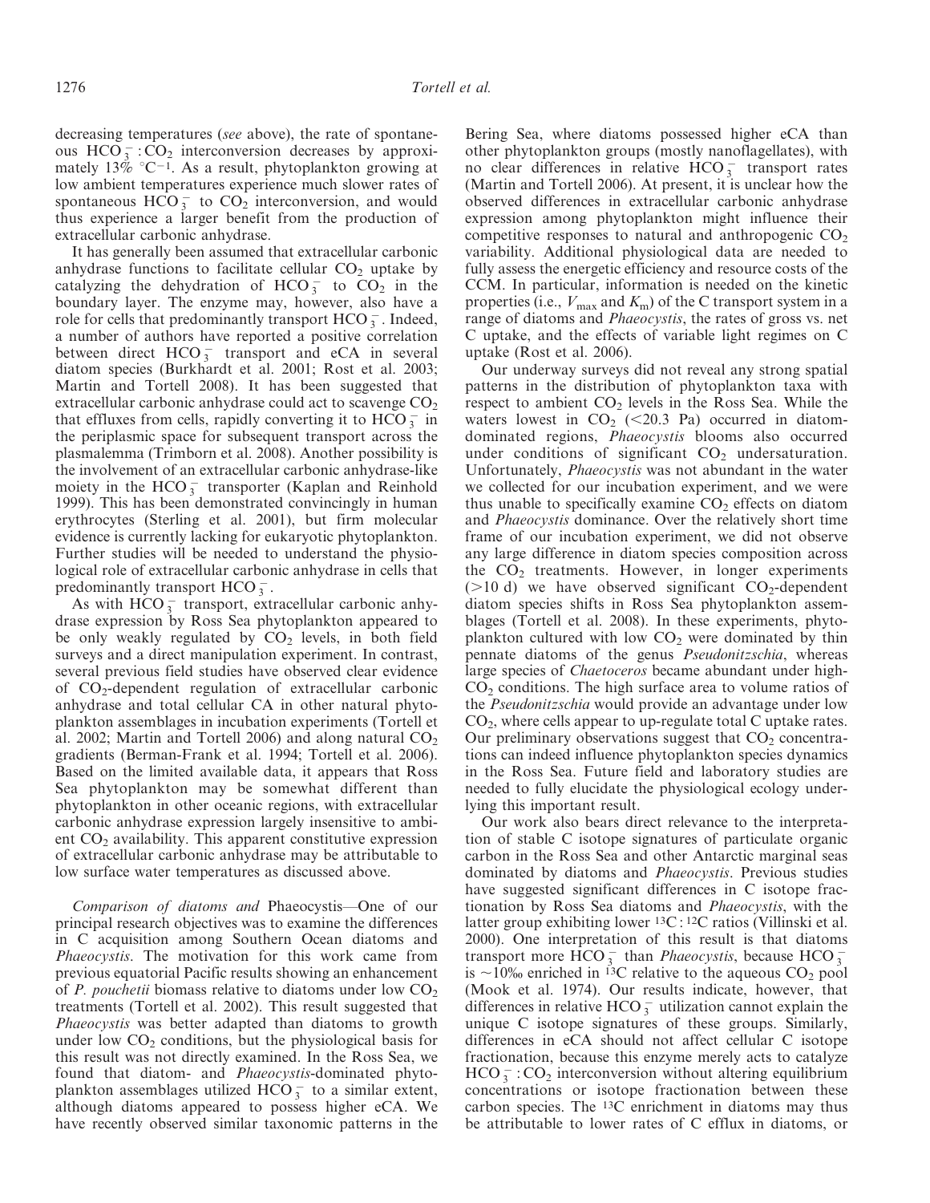decreasing temperatures (*see* above), the rate of spontaneous $HCO_3^-$ : $CO_2$ interconversion decreases by approximately 13% °$C^{-1}$. As a result, phytoplankton growing at low ambient temperatures experience much slower rates of spontaneous $HCO_3^-$ to $CO_2$ interconversion, and would thus experience a larger benefit from the production of extracellular carbonic anhydrase.

It has generally been assumed that extracellular carbonic anhydrase functions to facilitate cellular $CO_2$ uptake by catalyzing the dehydration of $HCO_3^-$ to $CO_2$ in the boundary layer. The enzyme may, however, also have a role for cells that predominantly transport $HCO_3^-$. Indeed, a number of authors have reported a positive correlation between direct $HCO_3^-$ transport and eCA in several diatom species (Burkhardt et al. 2001; Rost et al. 2003; Martin and Tortell 2008). It has been suggested that extracellular carbonic anhydrase could act to scavenge $CO_2$ that effluxes from cells, rapidly converting it to $HCO_3^-$ in the periplasmic space for subsequent transport across the plasmalemma (Trimborn et al. 2008). Another possibility is the involvement of an extracellular carbonic anhydrase-like moiety in the $HCO_3^-$ transporter (Kaplan and Reinhold 1999). This has been demonstrated convincingly in human erythrocytes (Sterling et al. 2001), but firm molecular evidence is currently lacking for eukaryotic phytoplankton. Further studies will be needed to understand the physiological role of extracellular carbonic anhydrase in cells that predominantly transport $HCO_3^-$.

As with $HCO_3^-$ transport, extracellular carbonic anhydrase expression by Ross Sea phytoplankton appeared to be only weakly regulated by $CO_2$ levels, in both field surveys and a direct manipulation experiment. In contrast, several previous field studies have observed clear evidence of $CO_2$-dependent regulation of extracellular carbonic anhydrase and total cellular CA in other natural phytoplankton assemblages in incubation experiments (Tortell et al. 2002; Martin and Tortell 2006) and along natural $CO_2$ gradients (Berman-Frank et al. 1994; Tortell et al. 2006). Based on the limited available data, it appears that Ross Sea phytoplankton may be somewhat different than phytoplankton in other oceanic regions, with extracellular carbonic anhydrase expression largely insensitive to ambient $CO_2$ availability. This apparent constitutive expression of extracellular carbonic anhydrase may be attributable to low surface water temperatures as discussed above.

*Comparison of diatoms and* Phaeocystis—One of our principal research objectives was to examine the differences in C acquisition among Southern Ocean diatoms and *Phaeocystis*. The motivation for this work came from previous equatorial Pacific results showing an enhancement of *P. pouchetii* biomass relative to diatoms under low $CO_2$ treatments (Tortell et al. 2002). This result suggested that *Phaeocystis* was better adapted than diatoms to growth under low $CO_2$ conditions, but the physiological basis for this result was not directly examined. In the Ross Sea, we found that diatom- and *Phaeocystis*-dominated phytoplankton assemblages utilized $HCO_3^-$ to a similar extent, although diatoms appeared to possess higher eCA. We have recently observed similar taxonomic patterns in the Bering Sea, where diatoms possessed higher eCA than other phytoplankton groups (mostly nanoflagellates), with no clear differences in relative $HCO_3^-$ transport rates (Martin and Tortell 2006). At present, it is unclear how the observed differences in extracellular carbonic anhydrase expression among phytoplankton might influence their competitive responses to natural and anthropogenic $CO_2$ variability. Additional physiological data are needed to fully assess the energetic efficiency and resource costs of the CCM. In particular, information is needed on the kinetic properties (i.e., $V_{max}$ and $K_m$) of the C transport system in a range of diatoms and *Phaeocystis*, the rates of gross vs. net C uptake, and the effects of variable light regimes on C uptake (Rost et al. 2006).

Our underway surveys did not reveal any strong spatial patterns in the distribution of phytoplankton taxa with respect to ambient $CO_2$ levels in the Ross Sea. While the waters lowest in $CO_2$ (<20.3 Pa) occurred in diatom-dominated regions, *Phaeocystis* blooms also occurred under conditions of significant $CO_2$ undersaturation. Unfortunately, *Phaeocystis* was not abundant in the water we collected for our incubation experiment, and we were thus unable to specifically examine $CO_2$ effects on diatom and *Phaeocystis* dominance. Over the relatively short time frame of our incubation experiment, we did not observe any large difference in diatom species composition across the $CO_2$ treatments. However, in longer experiments (>10 d) we have observed significant $CO_2$-dependent diatom species shifts in Ross Sea phytoplankton assemblages (Tortell et al. 2008). In these experiments, phytoplankton cultured with low $CO_2$ were dominated by thin pennate diatoms of the genus *Pseudonitzschia*, whereas large species of *Chaetoceros* became abundant under high-$CO_2$ conditions. The high surface area to volume ratios of the *Pseudonitzschia* would provide an advantage under low $CO_2$, where cells appear to up-regulate total C uptake rates. Our preliminary observations suggest that $CO_2$ concentrations can indeed influence phytoplankton species dynamics in the Ross Sea. Future field and laboratory studies are needed to fully elucidate the physiological ecology underlying this important result.

Our work also bears direct relevance to the interpretation of stable C isotope signatures of particulate organic carbon in the Ross Sea and other Antarctic marginal seas dominated by diatoms and *Phaeocystis*. Previous studies have suggested significant differences in C isotope fractionation by Ross Sea diatoms and *Phaeocystis*, with the latter group exhibiting lower $^{13}C:^{12}C$ ratios (Villinski et al. 2000). One interpretation of this result is that diatoms transport more $HCO_3^-$ than *Phaeocystis*, because $HCO_3^-$ is ~10‰ enriched in $^{13}C$ relative to the aqueous $CO_2$ pool (Mook et al. 1974). Our results indicate, however, that differences in relative $HCO_3^-$ utilization cannot explain the unique C isotope signatures of these groups. Similarly, differences in eCA should not affect cellular C isotope fractionation, because this enzyme merely acts to catalyze $HCO_3^-$ : $CO_2$ interconversion without altering equilibrium concentrations or isotope fractionation between these carbon species. The $^{13}C$ enrichment in diatoms may thus be attributable to lower rates of C efflux in diatoms, or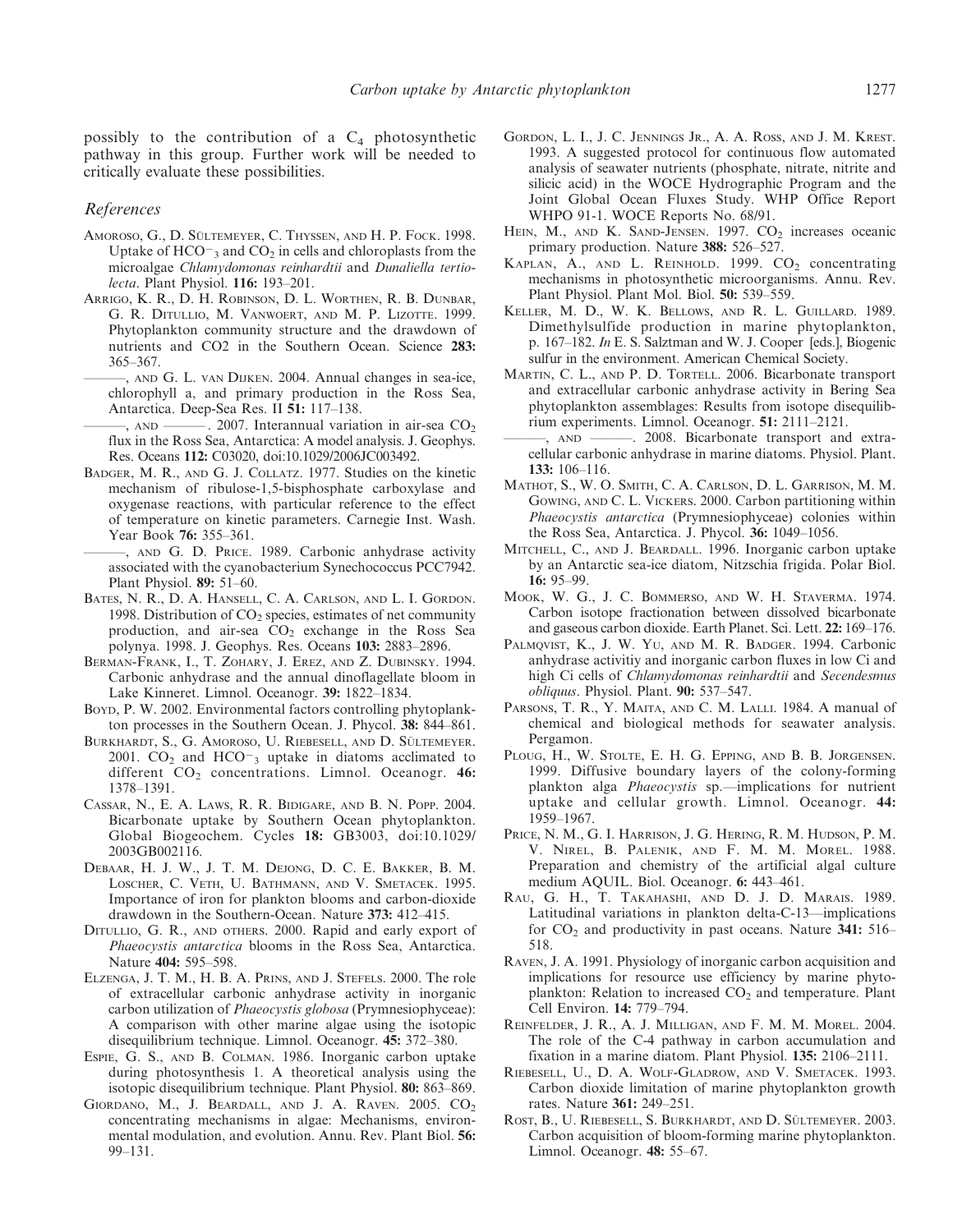possibly to the contribution of a $C_4$ photosynthetic pathway in this group. Further work will be needed to critically evaluate these possibilities.

## References

Amoroso, G., D. Sültemeyer, C. Thyssen, and H. P. Fock. 1998. Uptake of $HCO^-_3$ and $CO_2$ in cells and chloroplasts from the microalgae *Chlamydomonas reinhardtii* and *Dunaliella tertiolecta*. Plant Physiol. **116:** 193–201.

Arrigo, K. R., D. H. Robinson, D. L. Worthen, R. B. Dunbar, G. R. DiTullio, M. VanWoert, and M. P. Lizotte. 1999. Phytoplankton community structure and the drawdown of nutrients and CO2 in the Southern Ocean. Science **283:** 365–367.

———, and G. L. van Dijken. 2004. Annual changes in sea-ice, chlorophyll a, and primary production in the Ross Sea, Antarctica. Deep-Sea Res. II **51:** 117–138.

———, and ———. 2007. Interannual variation in air-sea $CO_2$ flux in the Ross Sea, Antarctica: A model analysis. J. Geophys. Res. Oceans **112:** C03020, doi:10.1029/2006JC003492.

Badger, M. R., and G. J. Collatz. 1977. Studies on the kinetic mechanism of ribulose-1,5-bisphosphate carboxylase and oxygenase reactions, with particular reference to the effect of temperature on kinetic parameters. Carnegie Inst. Wash. Year Book **76:** 355–361.

———, and G. D. Price. 1989. Carbonic anhydrase activity associated with the cyanobacterium Synechococcus PCC7942. Plant Physiol. **89:** 51–60.

Bates, N. R., D. A. Hansell, C. A. Carlson, and L. I. Gordon. 1998. Distribution of $CO_2$ species, estimates of net community production, and air-sea $CO_2$ exchange in the Ross Sea polynya. 1998. J. Geophys. Res. Oceans **103:** 2883–2896.

Berman-Frank, I., T. Zohary, J. Erez, and Z. Dubinsky. 1994. Carbonic anhydrase and the annual dinoflagellate bloom in Lake Kinneret. Limnol. Oceanogr. **39:** 1822–1834.

Boyd, P. W. 2002. Environmental factors controlling phytoplankton processes in the Southern Ocean. J. Phycol. **38:** 844–861.

Burkhardt, S., G. Amoroso, U. Riebesell, and D. Sültemeyer. 2001. $CO_2$ and $HCO^-_3$ uptake in diatoms acclimated to different $CO_2$ concentrations. Limnol. Oceanogr. **46:** 1378–1391.

Cassar, N., E. A. Laws, R. R. Bidigare, and B. N. Popp. 2004. Bicarbonate uptake by Southern Ocean phytoplankton. Global Biogeochem. Cycles **18:** GB3003, doi:10.1029/2003GB002116.

Debaar, H. J. W., J. T. M. Dejong, D. C. E. Bakker, B. M. Loscher, C. Veth, U. Bathmann, and V. Smetacek. 1995. Importance of iron for plankton blooms and carbon-dioxide drawdown in the Southern-Ocean. Nature **373:** 412–415.

DiTullio, G. R., and others. 2000. Rapid and early export of *Phaeocystis antarctica* blooms in the Ross Sea, Antarctica. Nature **404:** 595–598.

Elzenga, J. T. M., H. B. A. Prins, and J. Stefels. 2000. The role of extracellular carbonic anhydrase activity in inorganic carbon utilization of *Phaeocystis globosa* (Prymnesiophyceae): A comparison with other marine algae using the isotopic disequilibrium technique. Limnol. Oceanogr. **45:** 372–380.

Espie, G. S., and B. Colman. 1986. Inorganic carbon uptake during photosynthesis 1. A theoretical analysis using the isotopic disequilibrium technique. Plant Physiol. **80:** 863–869.

Giordano, M., J. Beardall, and J. A. Raven. 2005. $CO_2$ concentrating mechanisms in algae: Mechanisms, environmental modulation, and evolution. Annu. Rev. Plant Biol. **56:** 99–131.

Gordon, L. I., J. C. Jennings Jr., A. A. Ross, and J. M. Krest. 1993. A suggested protocol for continuous flow automated analysis of seawater nutrients (phosphate, nitrate, nitrite and silicic acid) in the WOCE Hydrographic Program and the Joint Global Ocean Fluxes Study. WHP Office Report WHPO 91-1. WOCE Reports No. 68/91.

Hein, M., and K. Sand-Jensen. 1997. $CO_2$ increases oceanic primary production. Nature **388:** 526–527.

Kaplan, A., and L. Reinhold. 1999. $CO_2$ concentrating mechanisms in photosynthetic microorganisms. Annu. Rev. Plant Physiol. Plant Mol. Biol. **50:** 539–559.

Keller, M. D., W. K. Bellows, and R. L. Guillard. 1989. Dimethylsulfide production in marine phytoplankton, p. 167–182. *In* E. S. Saltzman and W. J. Cooper [eds.], Biogenic sulfur in the environment. American Chemical Society.

Martin, C. L., and P. D. Tortell. 2006. Bicarbonate transport and extracellular carbonic anhydrase activity in Bering Sea phytoplankton assemblages: Results from isotope disequilibrium experiments. Limnol. Oceanogr. **51:** 2111–2121.

———, and ———. 2008. Bicarbonate transport and extracellular carbonic anhydrase in marine diatoms. Physiol. Plant. **133:** 106–116.

Mathot, S., W. O. Smith, C. A. Carlson, D. L. Garrison, M. M. Gowing, and C. L. Vickers. 2000. Carbon partitioning within *Phaeocystis antarctica* (Prymnesiophyceae) colonies within the Ross Sea, Antarctica. J. Phycol. **36:** 1049–1056.

Mitchell, C., and J. Beardall. 1996. Inorganic carbon uptake by an Antarctic sea-ice diatom, Nitzschia frigida. Polar Biol. **16:** 95–99.

Mook, W. G., J. C. Bommerso, and W. H. Staverma. 1974. Carbon isotope fractionation between dissolved bicarbonate and gaseous carbon dioxide. Earth Planet. Sci. Lett. **22:** 169–176.

Palmqvist, K., J. W. Yu, and M. R. Badger. 1994. Carbonic anhydrase activitiy and inorganic carbon fluxes in low Ci and high Ci cells of *Chlamydomonas reinhardtii* and *Secendesmus obliquus*. Physiol. Plant. **90:** 537–547.

Parsons, T. R., Y. Maita, and C. M. Lalli. 1984. A manual of chemical and biological methods for seawater analysis. Pergamon.

Ploug, H., W. Stolte, E. H. G. Epping, and B. B. Jorgensen. 1999. Diffusive boundary layers of the colony-forming plankton alga *Phaeocystis* sp.—implications for nutrient uptake and cellular growth. Limnol. Oceanogr. **44:** 1959–1967.

Price, N. M., G. I. Harrison, J. G. Hering, R. M. Hudson, P. M. V. Nirel, B. Palenik, and F. M. M. Morel. 1988. Preparation and chemistry of the artificial algal culture medium AQUIL. Biol. Oceanogr. **6:** 443–461.

Rau, G. H., T. Takahashi, and D. J. D. Marais. 1989. Latitudinal variations in plankton delta-C-13—implications for $CO_2$ and productivity in past oceans. Nature **341:** 516–518.

Raven, J. A. 1991. Physiology of inorganic carbon acquisition and implications for resource use efficiency by marine phytoplankton: Relation to increased $CO_2$ and temperature. Plant Cell Environ. **14:** 779–794.

Reinfelder, J. R., A. J. Milligan, and F. M. M. Morel. 2004. The role of the C-4 pathway in carbon accumulation and fixation in a marine diatom. Plant Physiol. **135:** 2106–2111.

Riebesell, U., D. A. Wolf-Gladrow, and V. Smetacek. 1993. Carbon dioxide limitation of marine phytoplankton growth rates. Nature **361:** 249–251.

Rost, B., U. Riebesell, S. Burkhardt, and D. Sültemeyer. 2003. Carbon acquisition of bloom-forming marine phytoplankton. Limnol. Oceanogr. **48:** 55–67.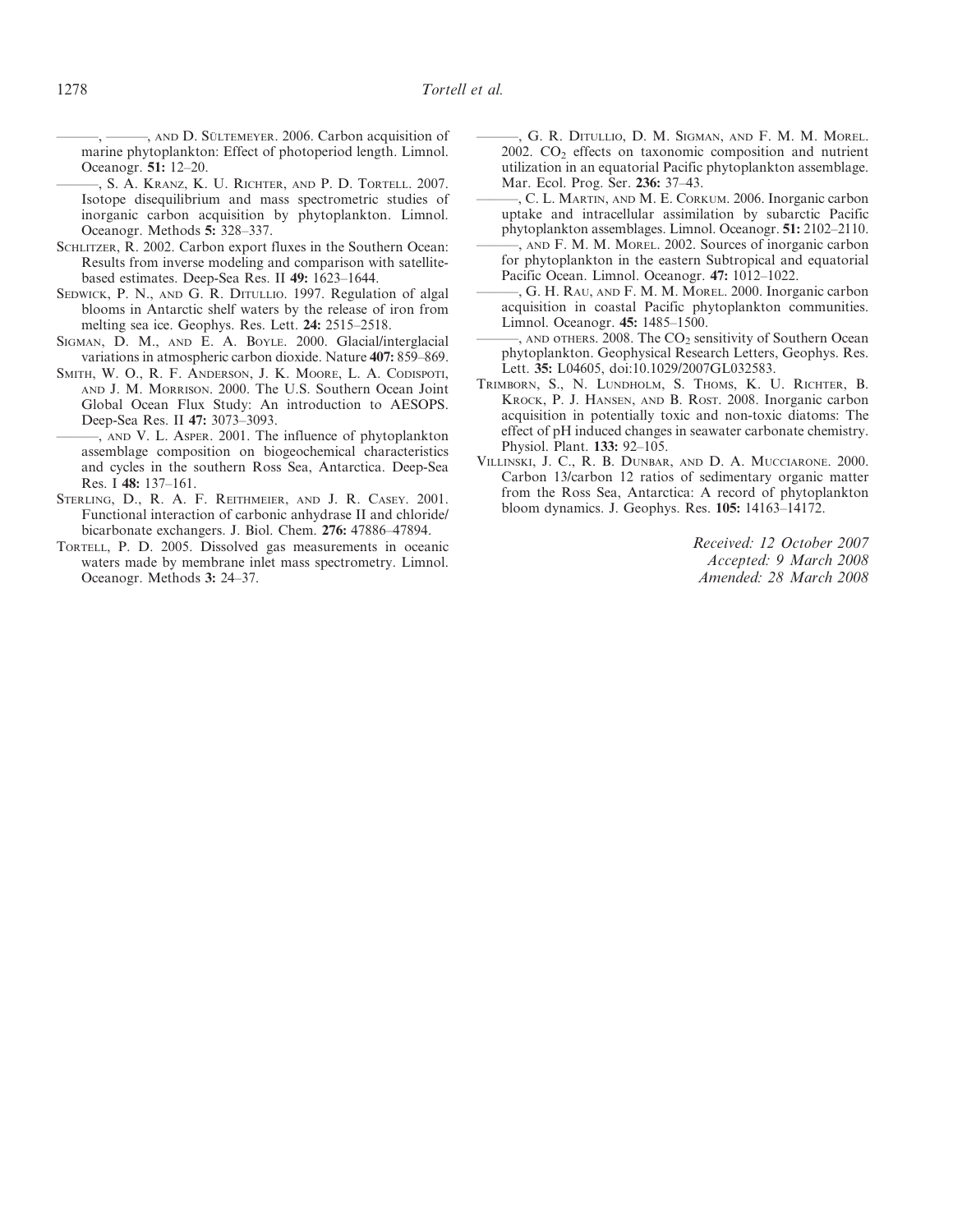———, ———, and D. Sültemeyer. 2006. Carbon acquisition of marine phytoplankton: Effect of photoperiod length. Limnol. Oceanogr. **51:** 12–20.

———, S. A. Kranz, K. U. Richter, and P. D. Tortell. 2007. Isotope disequilibrium and mass spectrometric studies of inorganic carbon acquisition by phytoplankton. Limnol. Oceanogr. Methods **5:** 328–337.

Schlitzer, R. 2002. Carbon export fluxes in the Southern Ocean: Results from inverse modeling and comparison with satellite-based estimates. Deep-Sea Res. II **49:** 1623–1644.

Sedwick, P. N., and G. R. DiTullio. 1997. Regulation of algal blooms in Antarctic shelf waters by the release of iron from melting sea ice. Geophys. Res. Lett. **24:** 2515–2518.

Sigman, D. M., and E. A. Boyle. 2000. Glacial/interglacial variations in atmospheric carbon dioxide. Nature **407:** 859–869.

Smith, W. O., R. F. Anderson, J. K. Moore, L. A. Codispoti, and J. M. Morrison. 2000. The U.S. Southern Ocean Joint Global Ocean Flux Study: An introduction to AESOPS. Deep-Sea Res. II **47:** 3073–3093.

———, and V. L. Asper. 2001. The influence of phytoplankton assemblage composition on biogeochemical characteristics and cycles in the southern Ross Sea, Antarctica. Deep-Sea Res. I **48:** 137–161.

Sterling, D., R. A. F. Reithmeier, and J. R. Casey. 2001. Functional interaction of carbonic anhydrase II and chloride/bicarbonate exchangers. J. Biol. Chem. **276:** 47886–47894.

Tortell, P. D. 2005. Dissolved gas measurements in oceanic waters made by membrane inlet mass spectrometry. Limnol. Oceanogr. Methods **3:** 24–37.

———, G. R. DiTullio, D. M. Sigman, and F. M. M. Morel. 2002. $CO_2$ effects on taxonomic composition and nutrient utilization in an equatorial Pacific phytoplankton assemblage. Mar. Ecol. Prog. Ser. **236:** 37–43.

———, C. L. Martin, and M. E. Corkum. 2006. Inorganic carbon uptake and intracellular assimilation by subarctic Pacific phytoplankton assemblages. Limnol. Oceanogr. **51:** 2102–2110.

———, and F. M. M. Morel. 2002. Sources of inorganic carbon for phytoplankton in the eastern Subtropical and equatorial Pacific Ocean. Limnol. Oceanogr. **47:** 1012–1022.

———, G. H. Rau, and F. M. M. Morel. 2000. Inorganic carbon acquisition in coastal Pacific phytoplankton communities. Limnol. Oceanogr. **45:** 1485–1500.

———, and others. 2008. The $CO_2$ sensitivity of Southern Ocean phytoplankton. Geophysical Research Letters, Geophys. Res. Lett. **35:** L04605, doi:10.1029/2007GL032583.

Trimborn, S., N. Lundholm, S. Thoms, K. U. Richter, B. Krock, P. J. Hansen, and B. Rost. 2008. Inorganic carbon acquisition in potentially toxic and non-toxic diatoms: The effect of pH induced changes in seawater carbonate chemistry. Physiol. Plant. **133:** 92–105.

Villinski, J. C., R. B. Dunbar, and D. A. Mucciarone. 2000. Carbon 13/carbon 12 ratios of sedimentary organic matter from the Ross Sea, Antarctica: A record of phytoplankton bloom dynamics. J. Geophys. Res. **105:** 14163–14172.

*Received: 12 October 2007*
*Accepted: 9 March 2008*
*Amended: 28 March 2008*